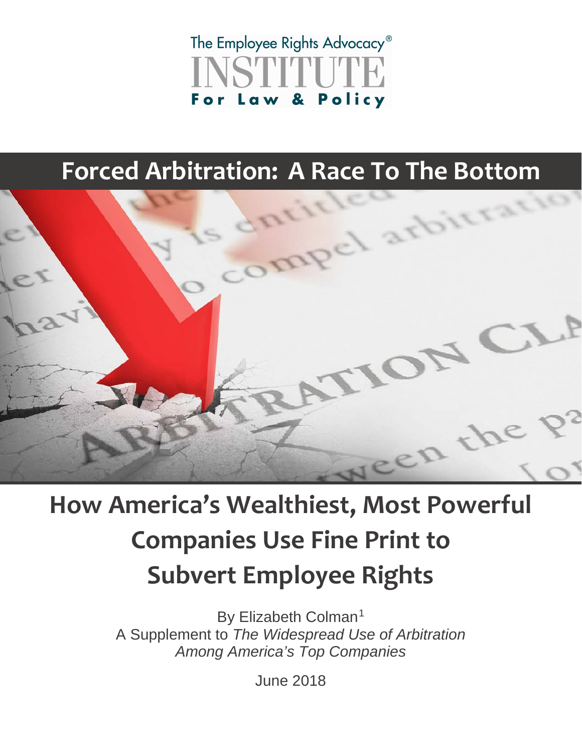The Employee Rights Advocacy®

INSTITUTE

For Law & Policy

# Forced Arbitration: A Race To The Bottom

## How America's Wealthiest, Most Powerful Companies Use Fine Print to Subvert Employee Rights

By Elizabeth Colman[1]

A Supplement to *The Widespread Use of Arbitration Among America's Top Companies*

June 2018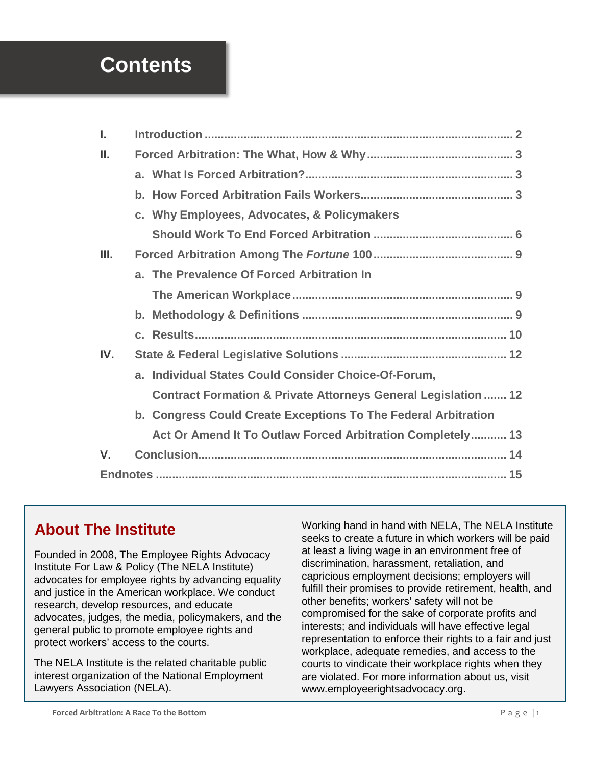# Contents

| | | |
|---|---|---|
| I. | Introduction | 2 |
| II. | Forced Arbitration: The What, How & Why | 3 |
| | a. What Is Forced Arbitration? | 3 |
| | b. How Forced Arbitration Fails Workers | 3 |
| | c. Why Employees, Advocates, & Policymakers Should Work To End Forced Arbitration | 6 |
| III. | Forced Arbitration Among The *Fortune* 100 | 9 |
| | a. The Prevalence Of Forced Arbitration In The American Workplace | 9 |
| | b. Methodology & Definitions | 9 |
| | c. Results | 10 |
| IV. | State & Federal Legislative Solutions | 12 |
| | a. Individual States Could Consider Choice-Of-Forum, Contract Formation & Private Attorneys General Legislation | 12 |
| | b. Congress Could Create Exceptions To The Federal Arbitration Act Or Amend It To Outlaw Forced Arbitration Completely | 13 |
| V. | Conclusion | 14 |
| Endnotes | | 15 |

## About The Institute

Founded in 2008, The Employee Rights Advocacy Institute For Law & Policy (The NELA Institute) advocates for employee rights by advancing equality and justice in the American workplace. We conduct research, develop resources, and educate advocates, judges, the media, policymakers, and the general public to promote employee rights and protect workers' access to the courts.

The NELA Institute is the related charitable public interest organization of the National Employment Lawyers Association (NELA).

Working hand in hand with NELA, The NELA Institute seeks to create a future in which workers will be paid at least a living wage in an environment free of discrimination, harassment, retaliation, and capricious employment decisions; employers will fulfill their promises to provide retirement, health, and other benefits; workers' safety will not be compromised for the sake of corporate profits and interests; and individuals will have effective legal representation to enforce their rights to a fair and just workplace, adequate remedies, and access to the courts to vindicate their workplace rights when they are violated. For more information about us, visit www.employeerightsadvocacy.org.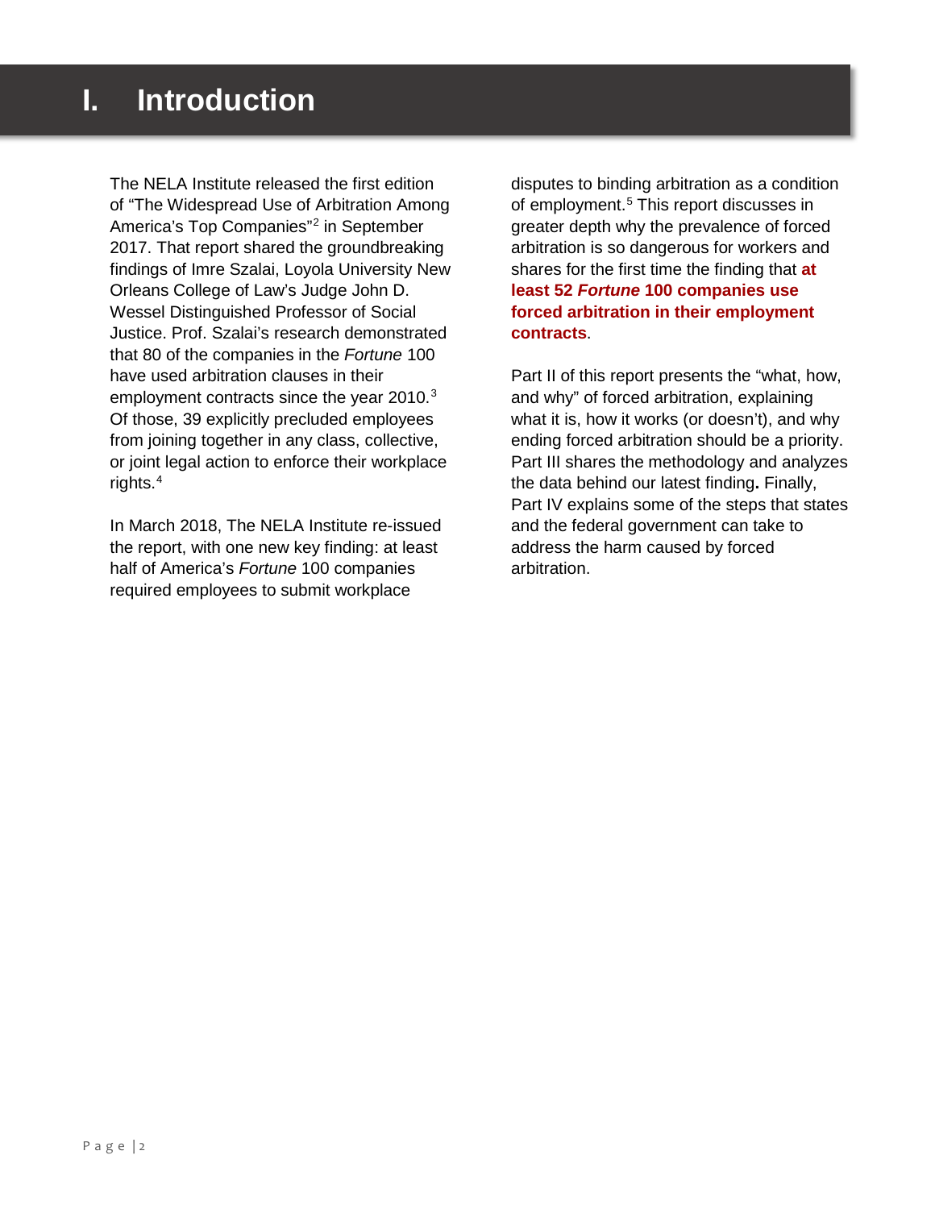# I. Introduction

The NELA Institute released the first edition of "The Widespread Use of Arbitration Among America's Top Companies"[2] in September 2017. That report shared the groundbreaking findings of Imre Szalai, Loyola University New Orleans College of Law's Judge John D. Wessel Distinguished Professor of Social Justice. Prof. Szalai's research demonstrated that 80 of the companies in the *Fortune* 100 have used arbitration clauses in their employment contracts since the year 2010.[3] Of those, 39 explicitly precluded employees from joining together in any class, collective, or joint legal action to enforce their workplace rights.[4]

In March 2018, The NELA Institute re-issued the report, with one new key finding: at least half of America's *Fortune* 100 companies required employees to submit workplace disputes to binding arbitration as a condition of employment.[5] This report discusses in greater depth why the prevalence of forced arbitration is so dangerous for workers and shares for the first time the finding that **at least 52 *Fortune* 100 companies use forced arbitration in their employment contracts**.

Part II of this report presents the "what, how, and why" of forced arbitration, explaining what it is, how it works (or doesn't), and why ending forced arbitration should be a priority. Part III shares the methodology and analyzes the data behind our latest finding**.** Finally, Part IV explains some of the steps that states and the federal government can take to address the harm caused by forced arbitration.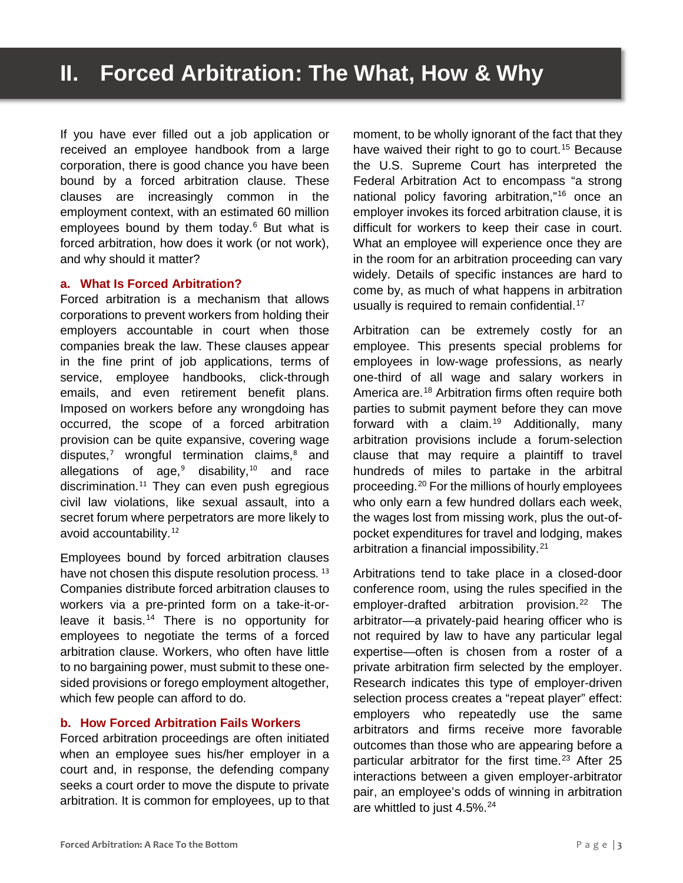# II. Forced Arbitration: The What, How & Why

If you have ever filled out a job application or received an employee handbook from a large corporation, there is good chance you have been bound by a forced arbitration clause. These clauses are increasingly common in the employment context, with an estimated 60 million employees bound by them today.[6] But what is forced arbitration, how does it work (or not work), and why should it matter?

## a. What Is Forced Arbitration?

Forced arbitration is a mechanism that allows corporations to prevent workers from holding their employers accountable in court when those companies break the law. These clauses appear in the fine print of job applications, terms of service, employee handbooks, click-through emails, and even retirement benefit plans. Imposed on workers before any wrongdoing has occurred, the scope of a forced arbitration provision can be quite expansive, covering wage disputes,[7] wrongful termination claims,[8] and allegations of age,[9] disability,[10] and race discrimination.[11] They can even push egregious civil law violations, like sexual assault, into a secret forum where perpetrators are more likely to avoid accountability.[12]

Employees bound by forced arbitration clauses have not chosen this dispute resolution process.[13] Companies distribute forced arbitration clauses to workers via a pre-printed form on a take-it-or-leave it basis.[14] There is no opportunity for employees to negotiate the terms of a forced arbitration clause. Workers, who often have little to no bargaining power, must submit to these one-sided provisions or forego employment altogether, which few people can afford to do.

## b. How Forced Arbitration Fails Workers

Forced arbitration proceedings are often initiated when an employee sues his/her employer in a court and, in response, the defending company seeks a court order to move the dispute to private arbitration. It is common for employees, up to that moment, to be wholly ignorant of the fact that they have waived their right to go to court.[15] Because the U.S. Supreme Court has interpreted the Federal Arbitration Act to encompass "a strong national policy favoring arbitration,"[16] once an employer invokes its forced arbitration clause, it is difficult for workers to keep their case in court. What an employee will experience once they are in the room for an arbitration proceeding can vary widely. Details of specific instances are hard to come by, as much of what happens in arbitration usually is required to remain confidential.[17]

Arbitration can be extremely costly for an employee. This presents special problems for employees in low-wage professions, as nearly one-third of all wage and salary workers in America are.[18] Arbitration firms often require both parties to submit payment before they can move forward with a claim.[19] Additionally, many arbitration provisions include a forum-selection clause that may require a plaintiff to travel hundreds of miles to partake in the arbitral proceeding.[20] For the millions of hourly employees who only earn a few hundred dollars each week, the wages lost from missing work, plus the out-of-pocket expenditures for travel and lodging, makes arbitration a financial impossibility.[21]

Arbitrations tend to take place in a closed-door conference room, using the rules specified in the employer-drafted arbitration provision.[22] The arbitrator—a privately-paid hearing officer who is not required by law to have any particular legal expertise—often is chosen from a roster of a private arbitration firm selected by the employer. Research indicates this type of employer-driven selection process creates a "repeat player" effect: employers who repeatedly use the same arbitrators and firms receive more favorable outcomes than those who are appearing before a particular arbitrator for the first time.[23] After 25 interactions between a given employer-arbitrator pair, an employee's odds of winning in arbitration are whittled to just 4.5%.[24]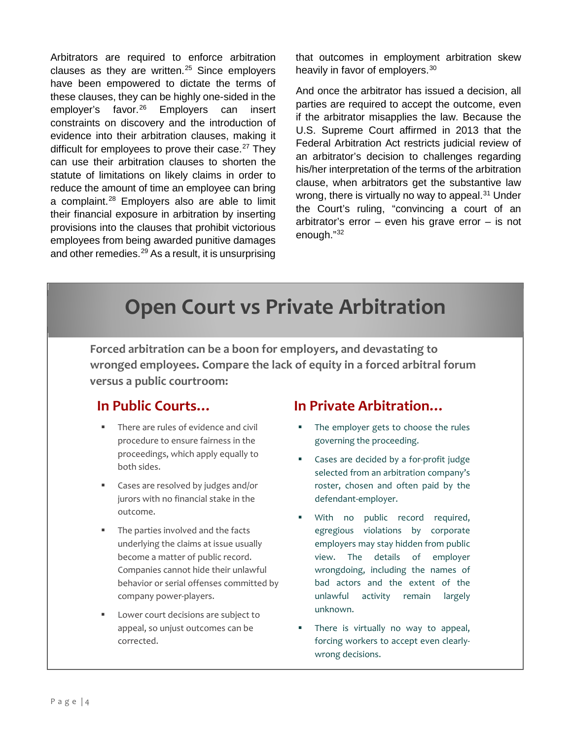Arbitrators are required to enforce arbitration clauses as they are written.[25] Since employers have been empowered to dictate the terms of these clauses, they can be highly one-sided in the employer's favor.[26] Employers can insert constraints on discovery and the introduction of evidence into their arbitration clauses, making it difficult for employees to prove their case.[27] They can use their arbitration clauses to shorten the statute of limitations on likely claims in order to reduce the amount of time an employee can bring a complaint.[28] Employers also are able to limit their financial exposure in arbitration by inserting provisions into the clauses that prohibit victorious employees from being awarded punitive damages and other remedies.[29] As a result, it is unsurprising that outcomes in employment arbitration skew heavily in favor of employers.[30]

And once the arbitrator has issued a decision, all parties are required to accept the outcome, even if the arbitrator misapplies the law. Because the U.S. Supreme Court affirmed in 2013 that the Federal Arbitration Act restricts judicial review of an arbitrator's decision to challenges regarding his/her interpretation of the terms of the arbitration clause, when arbitrators get the substantive law wrong, there is virtually no way to appeal.[31] Under the Court's ruling, "convincing a court of an arbitrator's error – even his grave error – is not enough."[32]

## Open Court vs Private Arbitration

**Forced arbitration can be a boon for employers, and devastating to wronged employees. Compare the lack of equity in a forced arbitral forum versus a public courtroom:**

### In Public Courts…

- There are rules of evidence and civil procedure to ensure fairness in the proceedings, which apply equally to both sides.
- Cases are resolved by judges and/or jurors with no financial stake in the outcome.
- The parties involved and the facts underlying the claims at issue usually become a matter of public record. Companies cannot hide their unlawful behavior or serial offenses committed by company power-players.
- Lower court decisions are subject to appeal, so unjust outcomes can be corrected.

### In Private Arbitration…

- The employer gets to choose the rules governing the proceeding.
- Cases are decided by a for-profit judge selected from an arbitration company's roster, chosen and often paid by the defendant-employer.
- With no public record required, egregious violations by corporate employers may stay hidden from public view. The details of employer wrongdoing, including the names of bad actors and the extent of the unlawful activity remain largely unknown.
- There is virtually no way to appeal, forcing workers to accept even clearly-wrong decisions.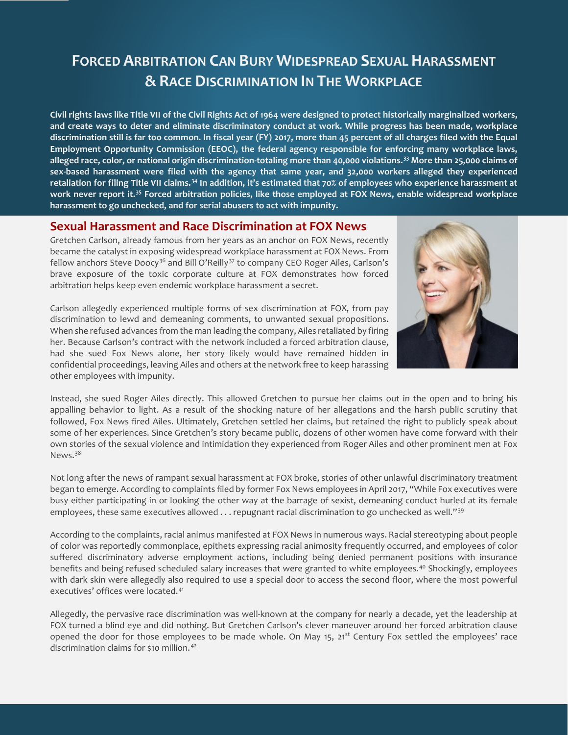# Forced Arbitration Can Bury Widespread Sexual Harassment & Race Discrimination In The Workplace

**Civil rights laws like Title VII of the Civil Rights Act of 1964 were designed to protect historically marginalized workers, and create ways to deter and eliminate discriminatory conduct at work. While progress has been made, workplace discrimination still is far too common. In fiscal year (FY) 2017, more than 45 percent of all charges filed with the Equal Employment Opportunity Commission (EEOC), the federal agency responsible for enforcing many workplace laws, alleged race, color, or national origin discrimination-totaling more than 40,000 violations.[33] More than 25,000 claims of sex-based harassment were filed with the agency that same year, and 32,000 workers alleged they experienced retaliation for filing Title VII claims.[34] In addition, it's estimated that 70% of employees who experience harassment at work never report it.[35] Forced arbitration policies, like those employed at FOX News, enable widespread workplace harassment to go unchecked, and for serial abusers to act with impunity.**

## Sexual Harassment and Race Discrimination at FOX News

Gretchen Carlson, already famous from her years as an anchor on FOX News, recently became the catalyst in exposing widespread workplace harassment at FOX News. From fellow anchors Steve Doocy[36] and Bill O'Reilly[37] to company CEO Roger Ailes, Carlson's brave exposure of the toxic corporate culture at FOX demonstrates how forced arbitration helps keep even endemic workplace harassment a secret.

Carlson allegedly experienced multiple forms of sex discrimination at FOX, from pay discrimination to lewd and demeaning comments, to unwanted sexual propositions. When she refused advances from the man leading the company, Ailes retaliated by firing her. Because Carlson's contract with the network included a forced arbitration clause, had she sued Fox News alone, her story likely would have remained hidden in confidential proceedings, leaving Ailes and others at the network free to keep harassing other employees with impunity.

Instead, she sued Roger Ailes directly. This allowed Gretchen to pursue her claims out in the open and to bring his appalling behavior to light. As a result of the shocking nature of her allegations and the harsh public scrutiny that followed, Fox News fired Ailes. Ultimately, Gretchen settled her claims, but retained the right to publicly speak about some of her experiences. Since Gretchen's story became public, dozens of other women have come forward with their own stories of the sexual violence and intimidation they experienced from Roger Ailes and other prominent men at Fox News.[38]

Not long after the news of rampant sexual harassment at FOX broke, stories of other unlawful discriminatory treatment began to emerge. According to complaints filed by former Fox News employees in April 2017, "While Fox executives were busy either participating in or looking the other way at the barrage of sexist, demeaning conduct hurled at its female employees, these same executives allowed . . . repugnant racial discrimination to go unchecked as well."[39]

According to the complaints, racial animus manifested at FOX News in numerous ways. Racial stereotyping about people of color was reportedly commonplace, epithets expressing racial animosity frequently occurred, and employees of color suffered discriminatory adverse employment actions, including being denied permanent positions with insurance benefits and being refused scheduled salary increases that were granted to white employees.[40] Shockingly, employees with dark skin were allegedly also required to use a special door to access the second floor, where the most powerful executives' offices were located.[41]

Allegedly, the pervasive race discrimination was well-known at the company for nearly a decade, yet the leadership at FOX turned a blind eye and did nothing. But Gretchen Carlson's clever maneuver around her forced arbitration clause opened the door for those employees to be made whole. On May 15, 21st Century Fox settled the employees' race discrimination claims for $10 million.[42]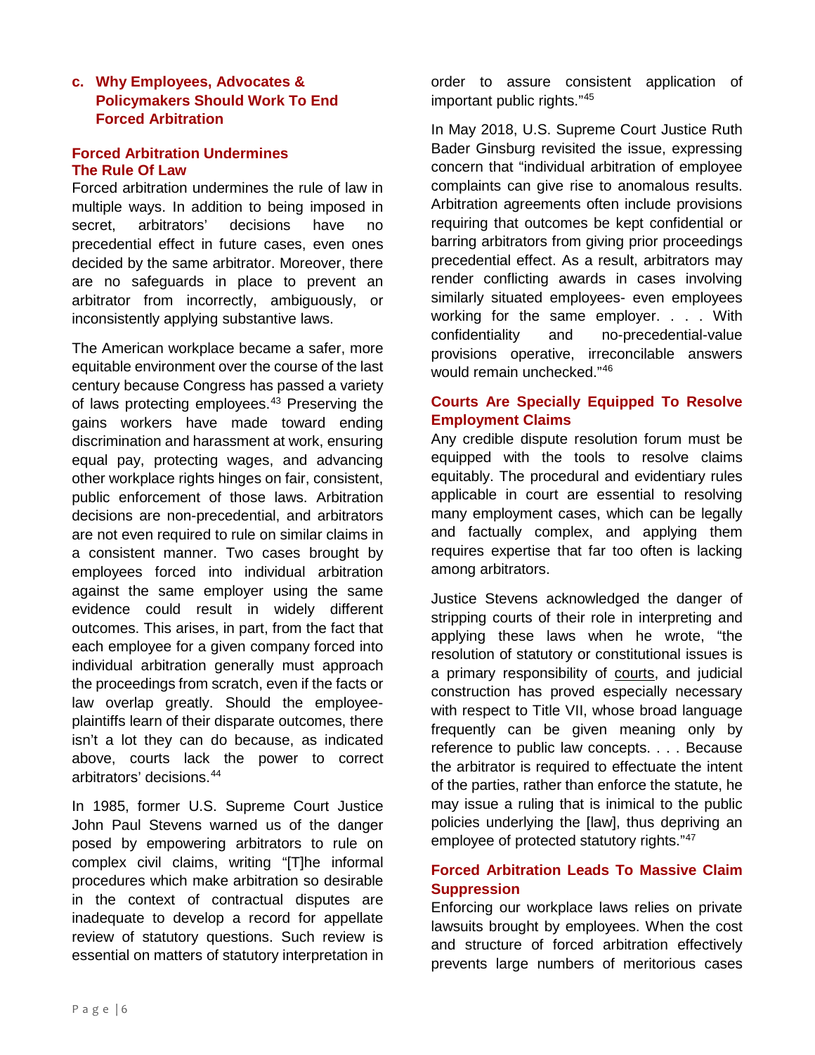### c. Why Employees, Advocates & Policymakers Should Work To End Forced Arbitration

#### Forced Arbitration Undermines The Rule Of Law

Forced arbitration undermines the rule of law in multiple ways. In addition to being imposed in secret, arbitrators' decisions have no precedential effect in future cases, even ones decided by the same arbitrator. Moreover, there are no safeguards in place to prevent an arbitrator from incorrectly, ambiguously, or inconsistently applying substantive laws.

The American workplace became a safer, more equitable environment over the course of the last century because Congress has passed a variety of laws protecting employees.[43] Preserving the gains workers have made toward ending discrimination and harassment at work, ensuring equal pay, protecting wages, and advancing other workplace rights hinges on fair, consistent, public enforcement of those laws. Arbitration decisions are non-precedential, and arbitrators are not even required to rule on similar claims in a consistent manner. Two cases brought by employees forced into individual arbitration against the same employer using the same evidence could result in widely different outcomes. This arises, in part, from the fact that each employee for a given company forced into individual arbitration generally must approach the proceedings from scratch, even if the facts or law overlap greatly. Should the employee-plaintiffs learn of their disparate outcomes, there isn't a lot they can do because, as indicated above, courts lack the power to correct arbitrators' decisions.[44]

In 1985, former U.S. Supreme Court Justice John Paul Stevens warned us of the danger posed by empowering arbitrators to rule on complex civil claims, writing "[T]he informal procedures which make arbitration so desirable in the context of contractual disputes are inadequate to develop a record for appellate review of statutory questions. Such review is essential on matters of statutory interpretation in order to assure consistent application of important public rights."[45]

In May 2018, U.S. Supreme Court Justice Ruth Bader Ginsburg revisited the issue, expressing concern that "individual arbitration of employee complaints can give rise to anomalous results. Arbitration agreements often include provisions requiring that outcomes be kept confidential or barring arbitrators from giving prior proceedings precedential effect. As a result, arbitrators may render conflicting awards in cases involving similarly situated employees- even employees working for the same employer. . . . With confidentiality and no-precedential-value provisions operative, irreconcilable answers would remain unchecked."[46]

#### Courts Are Specially Equipped To Resolve Employment Claims

Any credible dispute resolution forum must be equipped with the tools to resolve claims equitably. The procedural and evidentiary rules applicable in court are essential to resolving many employment cases, which can be legally and factually complex, and applying them requires expertise that far too often is lacking among arbitrators.

Justice Stevens acknowledged the danger of stripping courts of their role in interpreting and applying these laws when he wrote, "the resolution of statutory or constitutional issues is a primary responsibility of courts, and judicial construction has proved especially necessary with respect to Title VII, whose broad language frequently can be given meaning only by reference to public law concepts. . . . Because the arbitrator is required to effectuate the intent of the parties, rather than enforce the statute, he may issue a ruling that is inimical to the public policies underlying the [law], thus depriving an employee of protected statutory rights."[47]

#### Forced Arbitration Leads To Massive Claim Suppression

Enforcing our workplace laws relies on private lawsuits brought by employees. When the cost and structure of forced arbitration effectively prevents large numbers of meritorious cases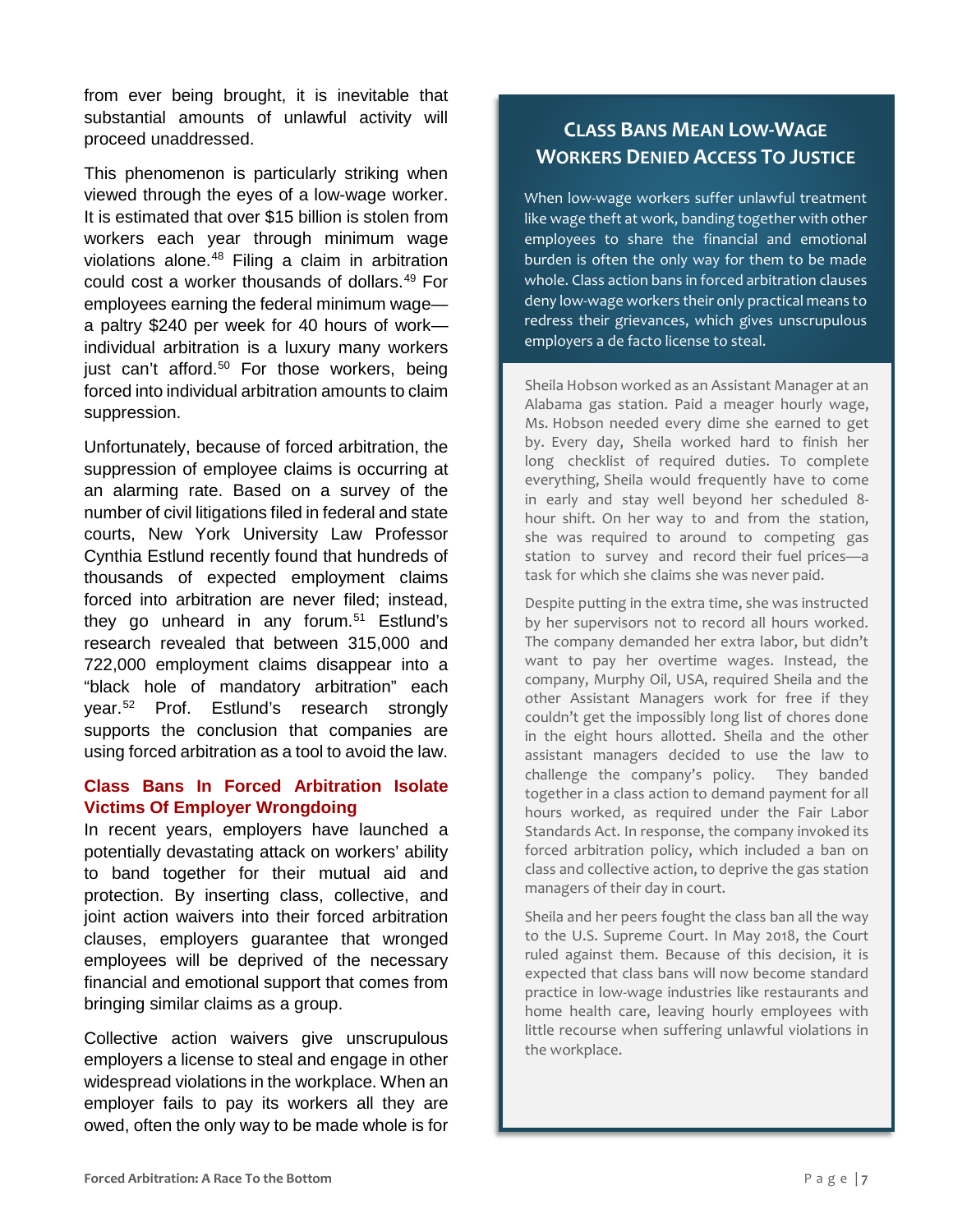from ever being brought, it is inevitable that substantial amounts of unlawful activity will proceed unaddressed.

This phenomenon is particularly striking when viewed through the eyes of a low-wage worker. It is estimated that over $15 billion is stolen from workers each year through minimum wage violations alone.[48] Filing a claim in arbitration could cost a worker thousands of dollars.[49] For employees earning the federal minimum wage—a paltry $240 per week for 40 hours of work—individual arbitration is a luxury many workers just can't afford.[50] For those workers, being forced into individual arbitration amounts to claim suppression.

Unfortunately, because of forced arbitration, the suppression of employee claims is occurring at an alarming rate. Based on a survey of the number of civil litigations filed in federal and state courts, New York University Law Professor Cynthia Estlund recently found that hundreds of thousands of expected employment claims forced into arbitration are never filed; instead, they go unheard in any forum.[51] Estlund's research revealed that between 315,000 and 722,000 employment claims disappear into a "black hole of mandatory arbitration" each year.[52] Prof. Estlund's research strongly supports the conclusion that companies are using forced arbitration as a tool to avoid the law.

### Class Bans In Forced Arbitration Isolate Victims Of Employer Wrongdoing

In recent years, employers have launched a potentially devastating attack on workers' ability to band together for their mutual aid and protection. By inserting class, collective, and joint action waivers into their forced arbitration clauses, employers guarantee that wronged employees will be deprived of the necessary financial and emotional support that comes from bringing similar claims as a group.

Collective action waivers give unscrupulous employers a license to steal and engage in other widespread violations in the workplace. When an employer fails to pay its workers all they are owed, often the only way to be made whole is for

## Class Bans Mean Low-Wage Workers Denied Access To Justice

When low-wage workers suffer unlawful treatment like wage theft at work, banding together with other employees to share the financial and emotional burden is often the only way for them to be made whole. Class action bans in forced arbitration clauses deny low-wage workers their only practical means to redress their grievances, which gives unscrupulous employers a de facto license to steal.

Sheila Hobson worked as an Assistant Manager at an Alabama gas station. Paid a meager hourly wage, Ms. Hobson needed every dime she earned to get by. Every day, Sheila worked hard to finish her long checklist of required duties. To complete everything, Sheila would frequently have to come in early and stay well beyond her scheduled 8-hour shift. On her way to and from the station, she was required to around to competing gas station to survey and record their fuel prices—a task for which she claims she was never paid.

Despite putting in the extra time, she was instructed by her supervisors not to record all hours worked. The company demanded her extra labor, but didn't want to pay her overtime wages. Instead, the company, Murphy Oil, USA, required Sheila and the other Assistant Managers work for free if they couldn't get the impossibly long list of chores done in the eight hours allotted. Sheila and the other assistant managers decided to use the law to challenge the company's policy. They banded together in a class action to demand payment for all hours worked, as required under the Fair Labor Standards Act. In response, the company invoked its forced arbitration policy, which included a ban on class and collective action, to deprive the gas station managers of their day in court.

Sheila and her peers fought the class ban all the way to the U.S. Supreme Court. In May 2018, the Court ruled against them. Because of this decision, it is expected that class bans will now become standard practice in low-wage industries like restaurants and home health care, leaving hourly employees with little recourse when suffering unlawful violations in the workplace.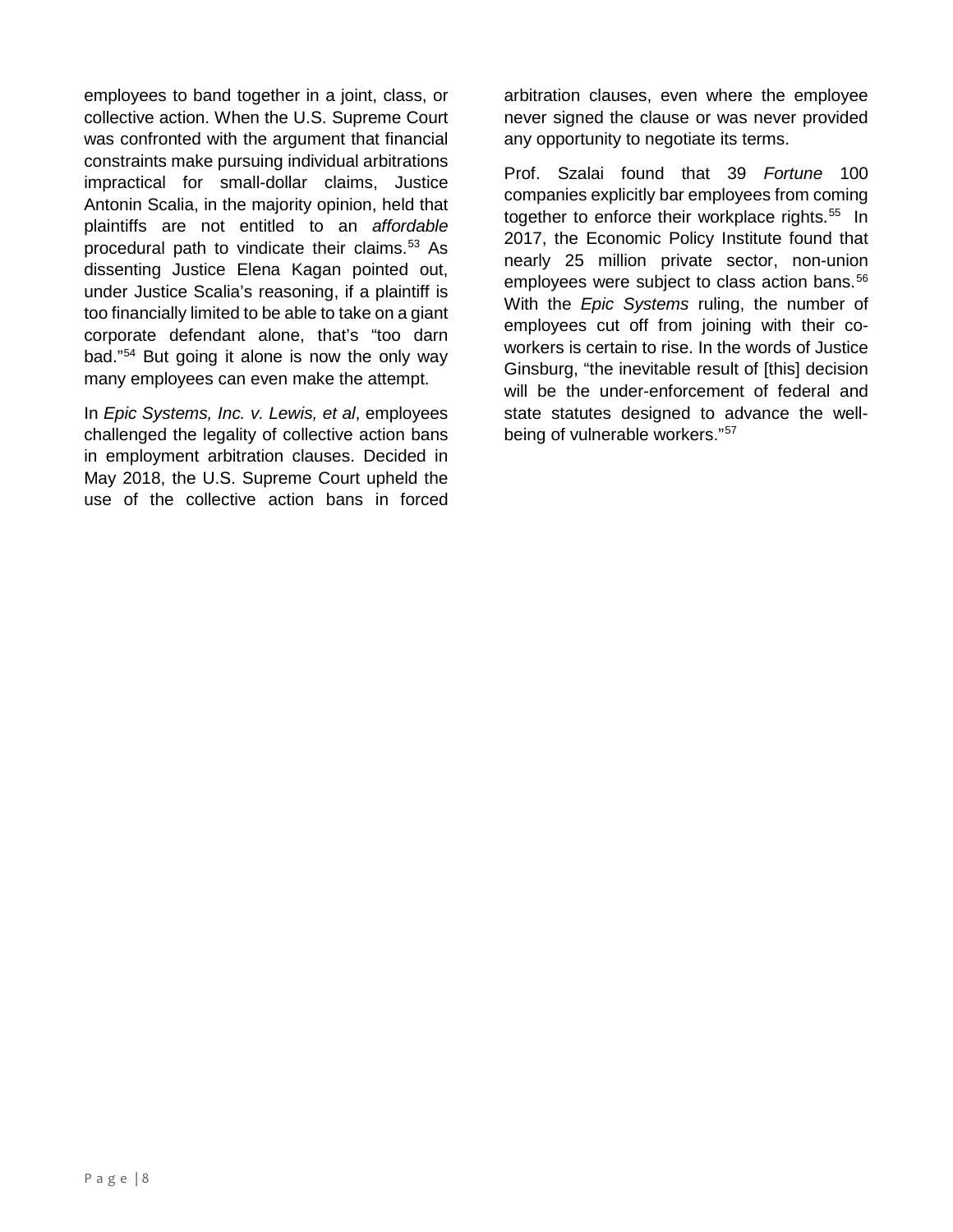employees to band together in a joint, class, or collective action. When the U.S. Supreme Court was confronted with the argument that financial constraints make pursuing individual arbitrations impractical for small-dollar claims, Justice Antonin Scalia, in the majority opinion, held that plaintiffs are not entitled to an *affordable* procedural path to vindicate their claims.[53] As dissenting Justice Elena Kagan pointed out, under Justice Scalia's reasoning, if a plaintiff is too financially limited to be able to take on a giant corporate defendant alone, that's "too darn bad."[54] But going it alone is now the only way many employees can even make the attempt.

In *Epic Systems, Inc. v. Lewis, et al*, employees challenged the legality of collective action bans in employment arbitration clauses. Decided in May 2018, the U.S. Supreme Court upheld the use of the collective action bans in forced arbitration clauses, even where the employee never signed the clause or was never provided any opportunity to negotiate its terms.

Prof. Szalai found that 39 *Fortune* 100 companies explicitly bar employees from coming together to enforce their workplace rights.[55] In 2017, the Economic Policy Institute found that nearly 25 million private sector, non-union employees were subject to class action bans.[56] With the *Epic Systems* ruling, the number of employees cut off from joining with their co-workers is certain to rise. In the words of Justice Ginsburg, "the inevitable result of [this] decision will be the under-enforcement of federal and state statutes designed to advance the well-being of vulnerable workers."[57]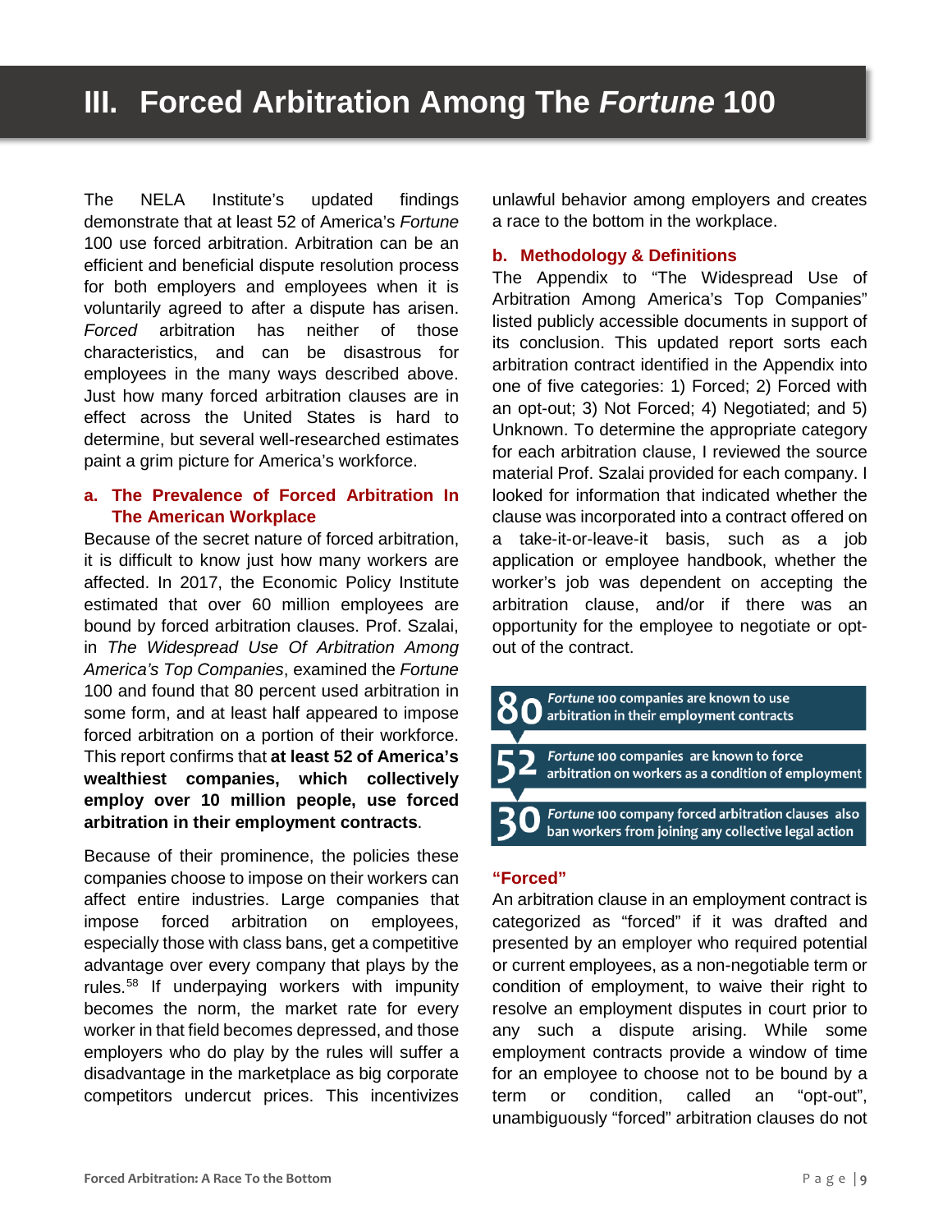# III. Forced Arbitration Among The *Fortune* 100

The NELA Institute's updated findings demonstrate that at least 52 of America's *Fortune* 100 use forced arbitration. Arbitration can be an efficient and beneficial dispute resolution process for both employers and employees when it is voluntarily agreed to after a dispute has arisen. *Forced* arbitration has neither of those characteristics, and can be disastrous for employees in the many ways described above. Just how many forced arbitration clauses are in effect across the United States is hard to determine, but several well-researched estimates paint a grim picture for America's workforce.

## a. The Prevalence of Forced Arbitration In The American Workplace

Because of the secret nature of forced arbitration, it is difficult to know just how many workers are affected. In 2017, the Economic Policy Institute estimated that over 60 million employees are bound by forced arbitration clauses. Prof. Szalai, in *The Widespread Use Of Arbitration Among America's Top Companies*, examined the *Fortune* 100 and found that 80 percent used arbitration in some form, and at least half appeared to impose forced arbitration on a portion of their workforce. This report confirms that **at least 52 of America's wealthiest companies, which collectively employ over 10 million people, use forced arbitration in their employment contracts**.

Because of their prominence, the policies these companies choose to impose on their workers can affect entire industries. Large companies that impose forced arbitration on employees, especially those with class bans, get a competitive advantage over every company that plays by the rules.[58] If underpaying workers with impunity becomes the norm, the market rate for every worker in that field becomes depressed, and those employers who do play by the rules will suffer a disadvantage in the marketplace as big corporate competitors undercut prices. This incentivizes unlawful behavior among employers and creates a race to the bottom in the workplace.

## b. Methodology & Definitions

The Appendix to "The Widespread Use of Arbitration Among America's Top Companies" listed publicly accessible documents in support of its conclusion. This updated report sorts each arbitration contract identified in the Appendix into one of five categories: 1) Forced; 2) Forced with an opt-out; 3) Not Forced; 4) Negotiated; and 5) Unknown. To determine the appropriate category for each arbitration clause, I reviewed the source material Prof. Szalai provided for each company. I looked for information that indicated whether the clause was incorporated into a contract offered on a take-it-or-leave-it basis, such as a job application or employee handbook, whether the worker's job was dependent on accepting the arbitration clause, and/or if there was an opportunity for the employee to negotiate or opt-out of the contract.

**80** *Fortune* 100 companies are known to use arbitration in their employment contracts

**52** *Fortune* 100 companies are known to force arbitration on workers as a condition of employment

**30** *Fortune* 100 company forced arbitration clauses also ban workers from joining any collective legal action

### "Forced"

An arbitration clause in an employment contract is categorized as "forced" if it was drafted and presented by an employer who required potential or current employees, as a non-negotiable term or condition of employment, to waive their right to resolve an employment disputes in court prior to any such a dispute arising. While some employment contracts provide a window of time for an employee to choose not to be bound by a term or condition, called an "opt-out", unambiguously "forced" arbitration clauses do not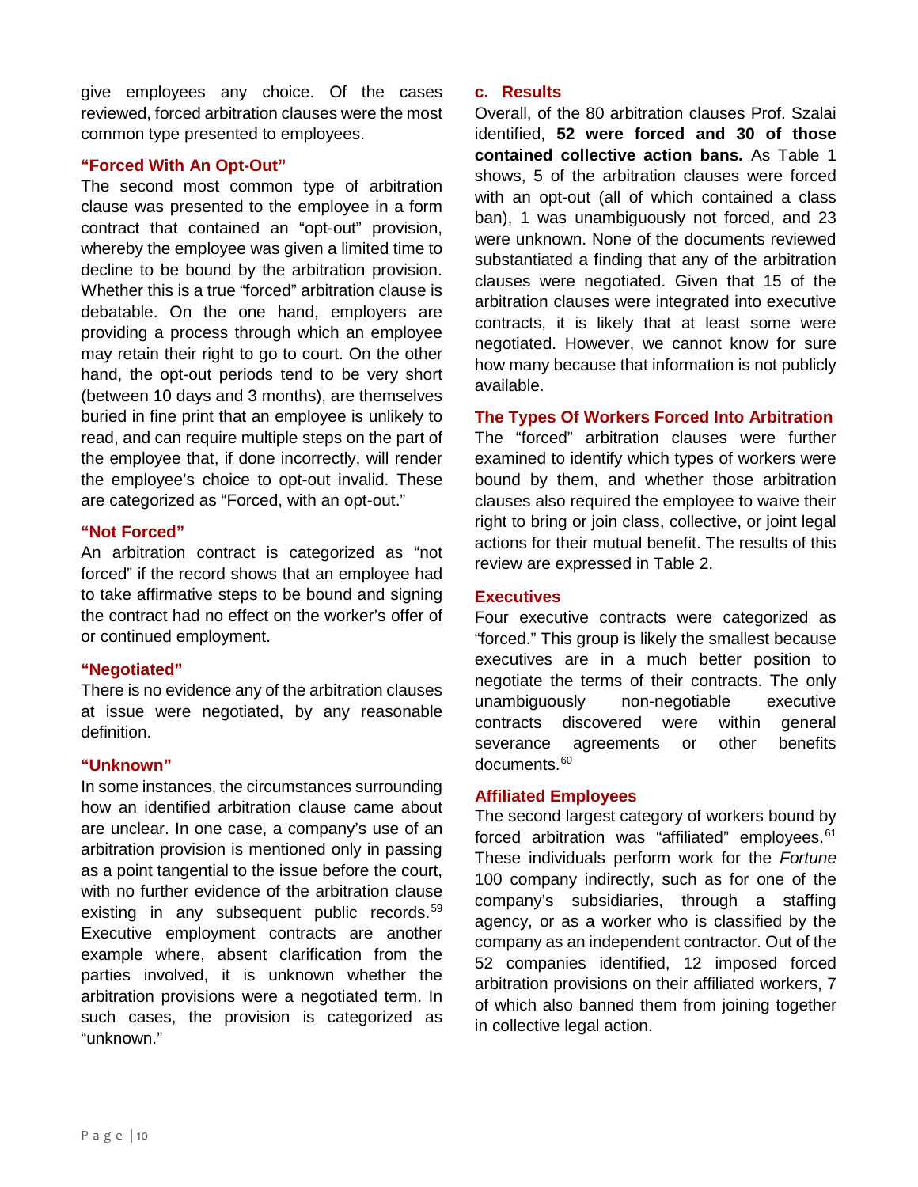give employees any choice. Of the cases reviewed, forced arbitration clauses were the most common type presented to employees.

### "Forced With An Opt-Out"

The second most common type of arbitration clause was presented to the employee in a form contract that contained an "opt-out" provision, whereby the employee was given a limited time to decline to be bound by the arbitration provision. Whether this is a true "forced" arbitration clause is debatable. On the one hand, employers are providing a process through which an employee may retain their right to go to court. On the other hand, the opt-out periods tend to be very short (between 10 days and 3 months), are themselves buried in fine print that an employee is unlikely to read, and can require multiple steps on the part of the employee that, if done incorrectly, will render the employee's choice to opt-out invalid. These are categorized as "Forced, with an opt-out."

### "Not Forced"

An arbitration contract is categorized as "not forced" if the record shows that an employee had to take affirmative steps to be bound and signing the contract had no effect on the worker's offer of or continued employment.

### "Negotiated"

There is no evidence any of the arbitration clauses at issue were negotiated, by any reasonable definition.

### "Unknown"

In some instances, the circumstances surrounding how an identified arbitration clause came about are unclear. In one case, a company's use of an arbitration provision is mentioned only in passing as a point tangential to the issue before the court, with no further evidence of the arbitration clause existing in any subsequent public records.[59] Executive employment contracts are another example where, absent clarification from the parties involved, it is unknown whether the arbitration provisions were a negotiated term. In such cases, the provision is categorized as "unknown."

## c. Results

Overall, of the 80 arbitration clauses Prof. Szalai identified, **52 were forced and 30 of those contained collective action bans.** As Table 1 shows, 5 of the arbitration clauses were forced with an opt-out (all of which contained a class ban), 1 was unambiguously not forced, and 23 were unknown. None of the documents reviewed substantiated a finding that any of the arbitration clauses were negotiated. Given that 15 of the arbitration clauses were integrated into executive contracts, it is likely that at least some were negotiated. However, we cannot know for sure how many because that information is not publicly available.

### The Types Of Workers Forced Into Arbitration

The "forced" arbitration clauses were further examined to identify which types of workers were bound by them, and whether those arbitration clauses also required the employee to waive their right to bring or join class, collective, or joint legal actions for their mutual benefit. The results of this review are expressed in Table 2.

### Executives

Four executive contracts were categorized as "forced." This group is likely the smallest because executives are in a much better position to negotiate the terms of their contracts. The only unambiguously non-negotiable executive contracts discovered were within general severance agreements or other benefits documents.[60]

### Affiliated Employees

The second largest category of workers bound by forced arbitration was "affiliated" employees.[61] These individuals perform work for the *Fortune* 100 company indirectly, such as for one of the company's subsidiaries, through a staffing agency, or as a worker who is classified by the company as an independent contractor. Out of the 52 companies identified, 12 imposed forced arbitration provisions on their affiliated workers, 7 of which also banned them from joining together in collective legal action.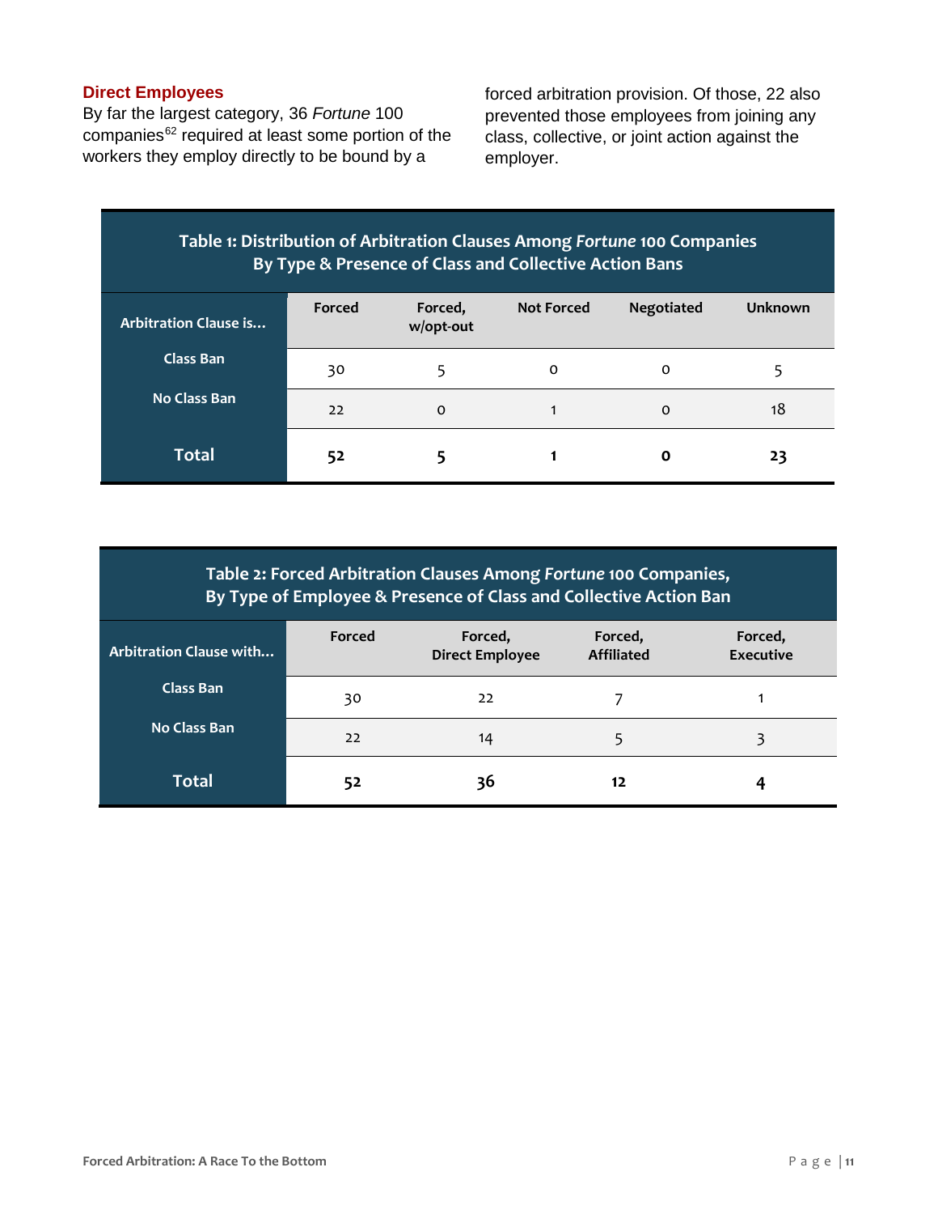### Direct Employees

By far the largest category, 36 *Fortune* 100 companies[62] required at least some portion of the workers they employ directly to be bound by a forced arbitration provision. Of those, 22 also prevented those employees from joining any class, collective, or joint action against the employer.

**Table 1: Distribution of Arbitration Clauses Among *Fortune* 100 Companies By Type & Presence of Class and Collective Action Bans**

| Arbitration Clause is… | Forced | Forced, w/opt-out | Not Forced | Negotiated | Unknown |
|---|---|---|---|---|---|
| Class Ban | 30 | 5 | 0 | 0 | 5 |
| No Class Ban | 22 | 0 | 1 | 0 | 18 |
| **Total** | **52** | **5** | **1** | **0** | **23** |

**Table 2: Forced Arbitration Clauses Among *Fortune* 100 Companies, By Type of Employee & Presence of Class and Collective Action Ban**

| Arbitration Clause with… | Forced | Forced, Direct Employee | Forced, Affiliated | Forced, Executive |
|---|---|---|---|---|
| Class Ban | 30 | 22 | 7 | 1 |
| No Class Ban | 22 | 14 | 5 | 3 |
| **Total** | **52** | **36** | **12** | **4** |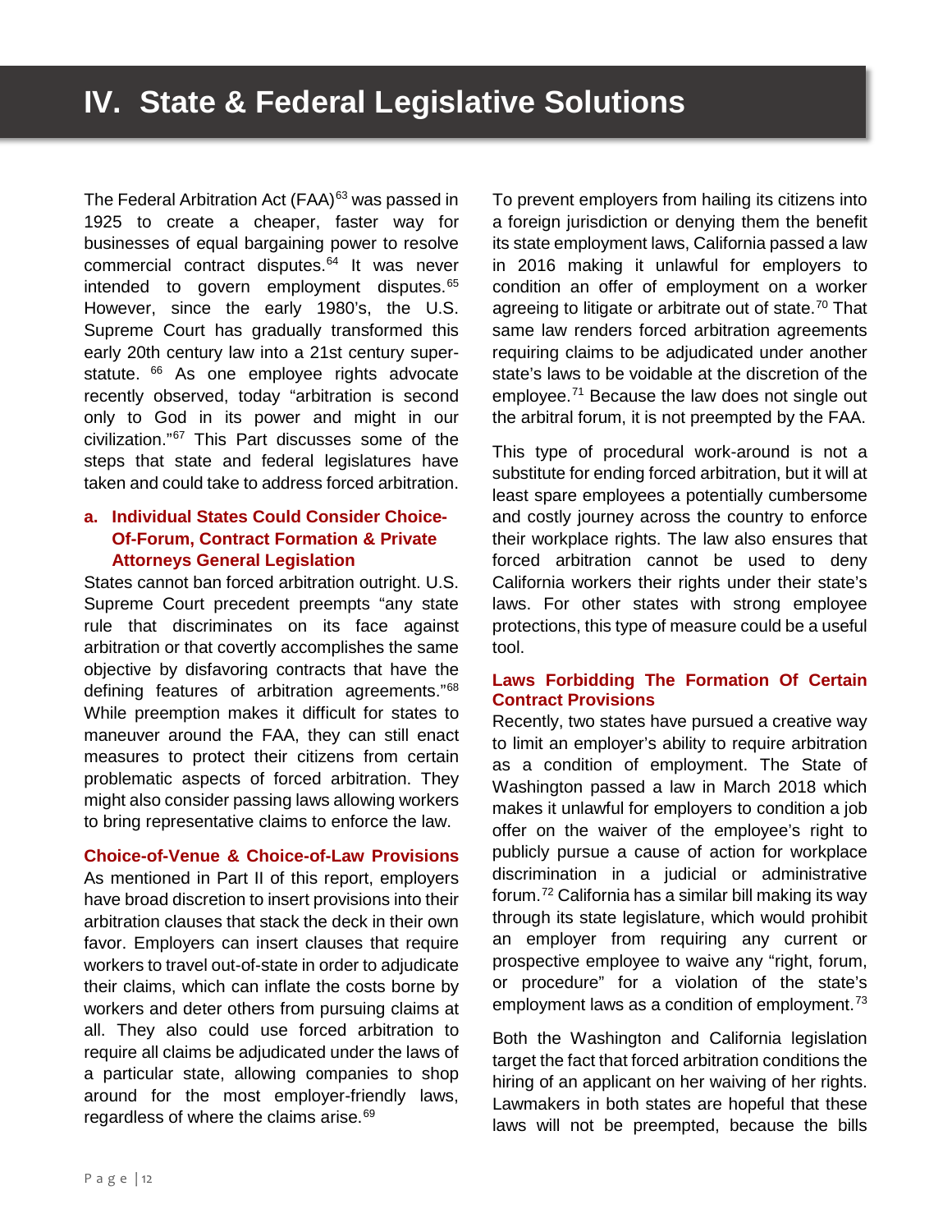# IV. State & Federal Legislative Solutions

The Federal Arbitration Act (FAA)[63] was passed in 1925 to create a cheaper, faster way for businesses of equal bargaining power to resolve commercial contract disputes.[64] It was never intended to govern employment disputes.[65] However, since the early 1980's, the U.S. Supreme Court has gradually transformed this early 20th century law into a 21st century super-statute.[66] As one employee rights advocate recently observed, today "arbitration is second only to God in its power and might in our civilization."[67] This Part discusses some of the steps that state and federal legislatures have taken and could take to address forced arbitration.

## a. Individual States Could Consider Choice-Of-Forum, Contract Formation & Private Attorneys General Legislation

States cannot ban forced arbitration outright. U.S. Supreme Court precedent preempts "any state rule that discriminates on its face against arbitration or that covertly accomplishes the same objective by disfavoring contracts that have the defining features of arbitration agreements."[68] While preemption makes it difficult for states to maneuver around the FAA, they can still enact measures to protect their citizens from certain problematic aspects of forced arbitration. They might also consider passing laws allowing workers to bring representative claims to enforce the law.

### Choice-of-Venue & Choice-of-Law Provisions

As mentioned in Part II of this report, employers have broad discretion to insert provisions into their arbitration clauses that stack the deck in their own favor. Employers can insert clauses that require workers to travel out-of-state in order to adjudicate their claims, which can inflate the costs borne by workers and deter others from pursuing claims at all. They also could use forced arbitration to require all claims be adjudicated under the laws of a particular state, allowing companies to shop around for the most employer-friendly laws, regardless of where the claims arise.[69]

To prevent employers from hailing its citizens into a foreign jurisdiction or denying them the benefit its state employment laws, California passed a law in 2016 making it unlawful for employers to condition an offer of employment on a worker agreeing to litigate or arbitrate out of state.[70] That same law renders forced arbitration agreements requiring claims to be adjudicated under another state's laws to be voidable at the discretion of the employee.[71] Because the law does not single out the arbitral forum, it is not preempted by the FAA.

This type of procedural work-around is not a substitute for ending forced arbitration, but it will at least spare employees a potentially cumbersome and costly journey across the country to enforce their workplace rights. The law also ensures that forced arbitration cannot be used to deny California workers their rights under their state's laws. For other states with strong employee protections, this type of measure could be a useful tool.

### Laws Forbidding The Formation Of Certain Contract Provisions

Recently, two states have pursued a creative way to limit an employer's ability to require arbitration as a condition of employment. The State of Washington passed a law in March 2018 which makes it unlawful for employers to condition a job offer on the waiver of the employee's right to publicly pursue a cause of action for workplace discrimination in a judicial or administrative forum.[72] California has a similar bill making its way through its state legislature, which would prohibit an employer from requiring any current or prospective employee to waive any "right, forum, or procedure" for a violation of the state's employment laws as a condition of employment.[73]

Both the Washington and California legislation target the fact that forced arbitration conditions the hiring of an applicant on her waiving of her rights. Lawmakers in both states are hopeful that these laws will not be preempted, because the bills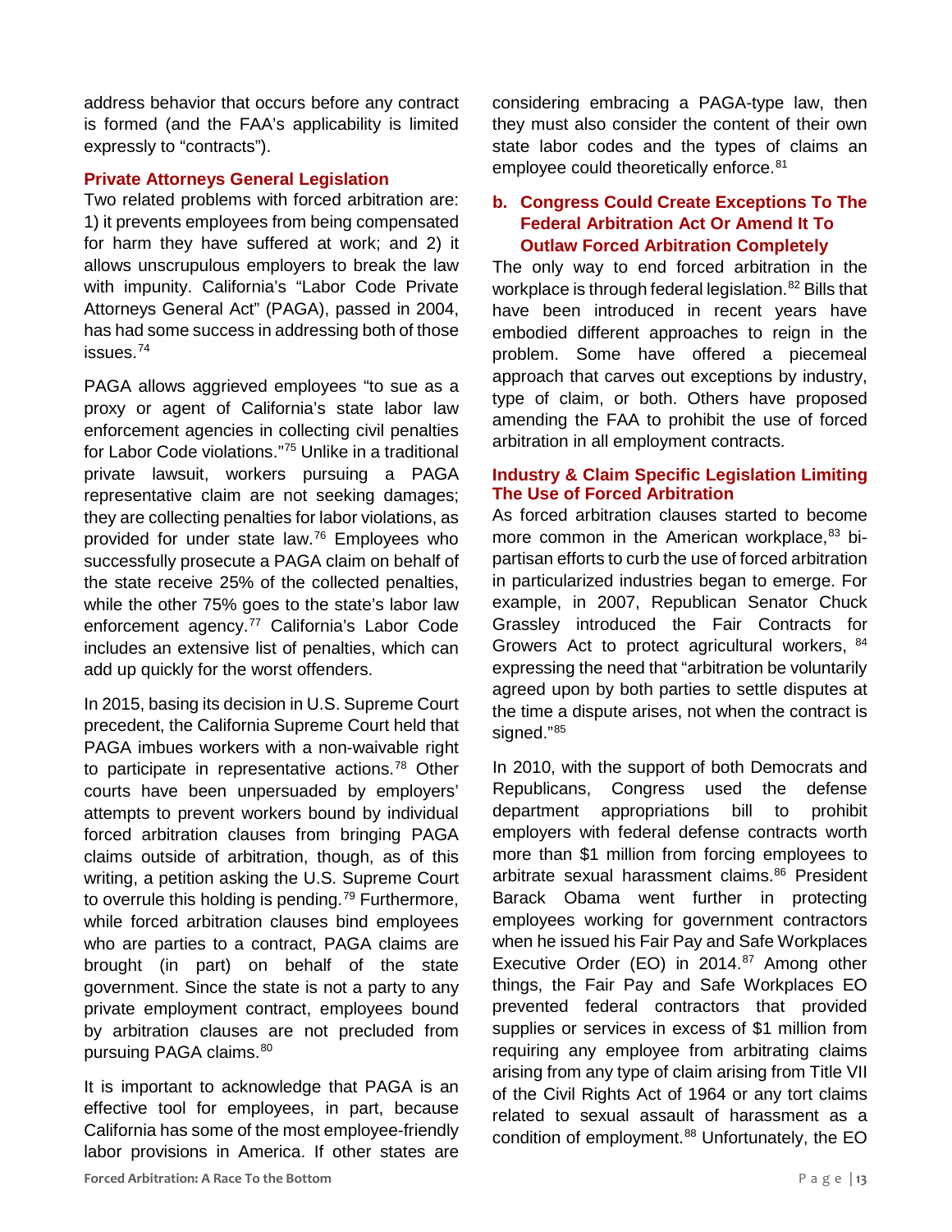address behavior that occurs before any contract is formed (and the FAA's applicability is limited expressly to "contracts").

### Private Attorneys General Legislation

Two related problems with forced arbitration are: 1) it prevents employees from being compensated for harm they have suffered at work; and 2) it allows unscrupulous employers to break the law with impunity. California's "Labor Code Private Attorneys General Act" (PAGA), passed in 2004, has had some success in addressing both of those issues.[74]

PAGA allows aggrieved employees "to sue as a proxy or agent of California's state labor law enforcement agencies in collecting civil penalties for Labor Code violations."[75] Unlike in a traditional private lawsuit, workers pursuing a PAGA representative claim are not seeking damages; they are collecting penalties for labor violations, as provided for under state law.[76] Employees who successfully prosecute a PAGA claim on behalf of the state receive 25% of the collected penalties, while the other 75% goes to the state's labor law enforcement agency.[77] California's Labor Code includes an extensive list of penalties, which can add up quickly for the worst offenders.

In 2015, basing its decision in U.S. Supreme Court precedent, the California Supreme Court held that PAGA imbues workers with a non-waivable right to participate in representative actions.[78] Other courts have been unpersuaded by employers' attempts to prevent workers bound by individual forced arbitration clauses from bringing PAGA claims outside of arbitration, though, as of this writing, a petition asking the U.S. Supreme Court to overrule this holding is pending.[79] Furthermore, while forced arbitration clauses bind employees who are parties to a contract, PAGA claims are brought (in part) on behalf of the state government. Since the state is not a party to any private employment contract, employees bound by arbitration clauses are not precluded from pursuing PAGA claims.[80]

It is important to acknowledge that PAGA is an effective tool for employees, in part, because California has some of the most employee-friendly labor provisions in America. If other states are considering embracing a PAGA-type law, then they must also consider the content of their own state labor codes and the types of claims an employee could theoretically enforce.[81]

## b. Congress Could Create Exceptions To The Federal Arbitration Act Or Amend It To Outlaw Forced Arbitration Completely

The only way to end forced arbitration in the workplace is through federal legislation.[82] Bills that have been introduced in recent years have embodied different approaches to reign in the problem. Some have offered a piecemeal approach that carves out exceptions by industry, type of claim, or both. Others have proposed amending the FAA to prohibit the use of forced arbitration in all employment contracts.

### Industry & Claim Specific Legislation Limiting The Use of Forced Arbitration

As forced arbitration clauses started to become more common in the American workplace,[83] bi-partisan efforts to curb the use of forced arbitration in particularized industries began to emerge. For example, in 2007, Republican Senator Chuck Grassley introduced the Fair Contracts for Growers Act to protect agricultural workers,[84] expressing the need that "arbitration be voluntarily agreed upon by both parties to settle disputes at the time a dispute arises, not when the contract is signed."[85]

In 2010, with the support of both Democrats and Republicans, Congress used the defense department appropriations bill to prohibit employers with federal defense contracts worth more than $1 million from forcing employees to arbitrate sexual harassment claims.[86] President Barack Obama went further in protecting employees working for government contractors when he issued his Fair Pay and Safe Workplaces Executive Order (EO) in 2014.[87] Among other things, the Fair Pay and Safe Workplaces EO prevented federal contractors that provided supplies or services in excess of $1 million from requiring any employee from arbitrating claims arising from any type of claim arising from Title VII of the Civil Rights Act of 1964 or any tort claims related to sexual assault of harassment as a condition of employment.[88] Unfortunately, the EO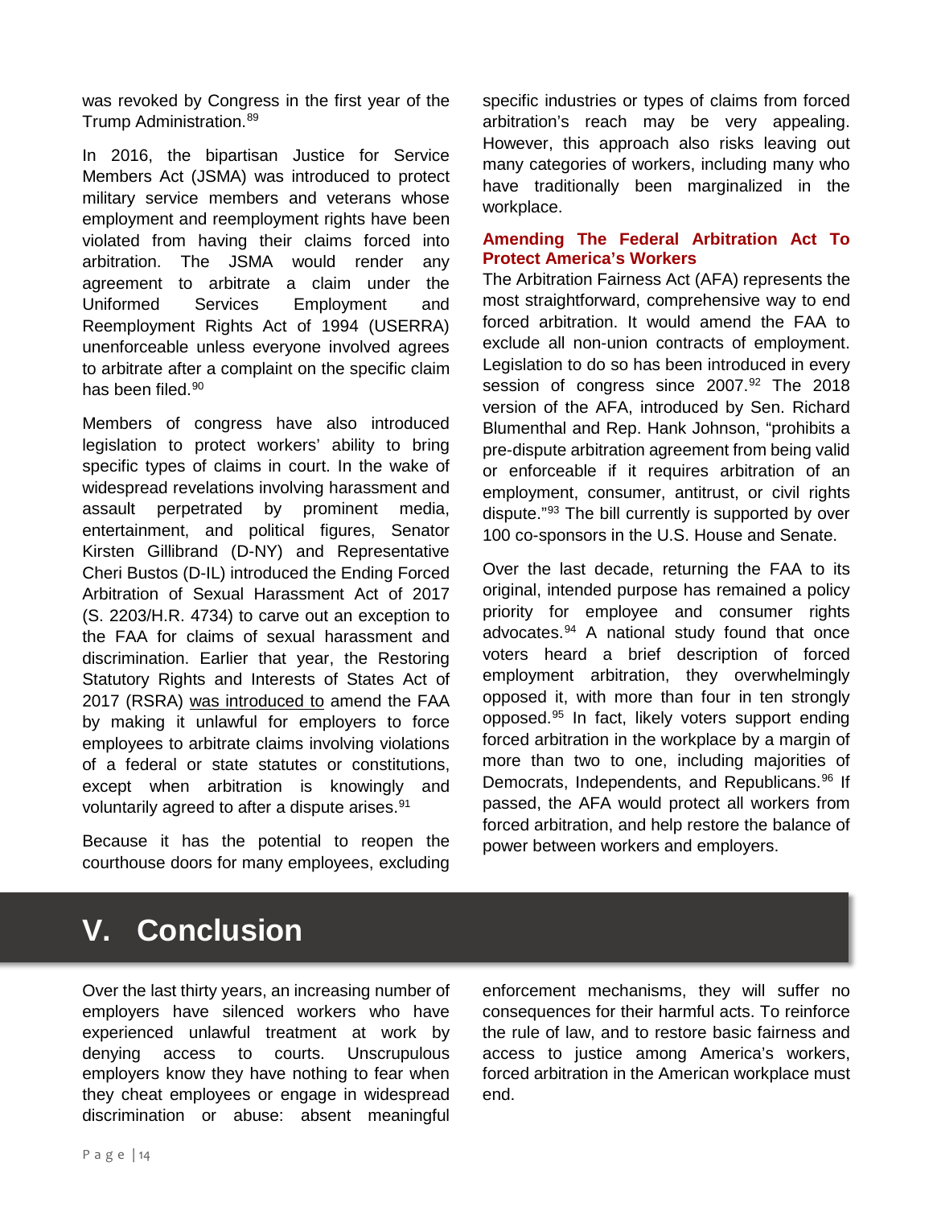was revoked by Congress in the first year of the Trump Administration.[89]

In 2016, the bipartisan Justice for Service Members Act (JSMA) was introduced to protect military service members and veterans whose employment and reemployment rights have been violated from having their claims forced into arbitration. The JSMA would render any agreement to arbitrate a claim under the Uniformed Services Employment and Reemployment Rights Act of 1994 (USERRA) unenforceable unless everyone involved agrees to arbitrate after a complaint on the specific claim has been filed.[90]

Members of congress have also introduced legislation to protect workers' ability to bring specific types of claims in court. In the wake of widespread revelations involving harassment and assault perpetrated by prominent media, entertainment, and political figures, Senator Kirsten Gillibrand (D-NY) and Representative Cheri Bustos (D-IL) introduced the Ending Forced Arbitration of Sexual Harassment Act of 2017 (S. 2203/H.R. 4734) to carve out an exception to the FAA for claims of sexual harassment and discrimination. Earlier that year, the Restoring Statutory Rights and Interests of States Act of 2017 (RSRA) was introduced to amend the FAA by making it unlawful for employers to force employees to arbitrate claims involving violations of a federal or state statutes or constitutions, except when arbitration is knowingly and voluntarily agreed to after a dispute arises.[91]

Because it has the potential to reopen the courthouse doors for many employees, excluding specific industries or types of claims from forced arbitration's reach may be very appealing. However, this approach also risks leaving out many categories of workers, including many who have traditionally been marginalized in the workplace.

### Amending The Federal Arbitration Act To Protect America's Workers

The Arbitration Fairness Act (AFA) represents the most straightforward, comprehensive way to end forced arbitration. It would amend the FAA to exclude all non-union contracts of employment. Legislation to do so has been introduced in every session of congress since 2007.[92] The 2018 version of the AFA, introduced by Sen. Richard Blumenthal and Rep. Hank Johnson, "prohibits a pre-dispute arbitration agreement from being valid or enforceable if it requires arbitration of an employment, consumer, antitrust, or civil rights dispute."[93] The bill currently is supported by over 100 co-sponsors in the U.S. House and Senate.

Over the last decade, returning the FAA to its original, intended purpose has remained a policy priority for employee and consumer rights advocates.[94] A national study found that once voters heard a brief description of forced employment arbitration, they overwhelmingly opposed it, with more than four in ten strongly opposed.[95] In fact, likely voters support ending forced arbitration in the workplace by a margin of more than two to one, including majorities of Democrats, Independents, and Republicans.[96] If passed, the AFA would protect all workers from forced arbitration, and help restore the balance of power between workers and employers.

# V. Conclusion

Over the last thirty years, an increasing number of employers have silenced workers who have experienced unlawful treatment at work by denying access to courts. Unscrupulous employers know they have nothing to fear when they cheat employees or engage in widespread discrimination or abuse: absent meaningful enforcement mechanisms, they will suffer no consequences for their harmful acts. To reinforce the rule of law, and to restore basic fairness and access to justice among America's workers, forced arbitration in the American workplace must end.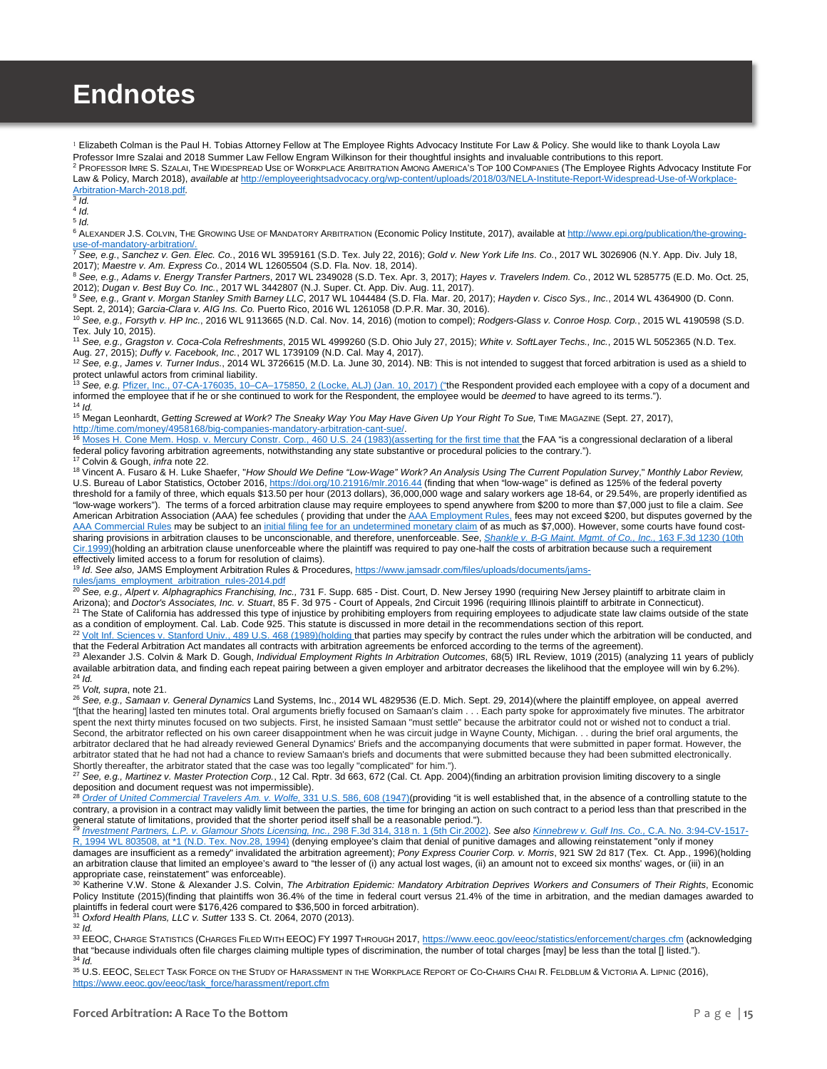# Endnotes

[1] Elizabeth Colman is the Paul H. Tobias Attorney Fellow at The Employee Rights Advocacy Institute For Law & Policy. She would like to thank Loyola Law Professor Imre Szalai and 2018 Summer Law Fellow Engram Wilkinson for their thoughtful insights and invaluable contributions to this report.

[2] PROFESSOR IMRE S. SZALAI, THE WIDESPREAD USE OF WORKPLACE ARBITRATION AMONG AMERICA'S TOP 100 COMPANIES (The Employee Rights Advocacy Institute For Law & Policy, March 2018), *available at* http://employeerightsadvocacy.org/wp-content/uploads/2018/03/NELA-Institute-Report-Widespread-Use-of-Workplace-Arbitration-March-2018.pdf.

[3] *Id.*

[4] *Id.*

[5] *Id.*

[6] ALEXANDER J.S. COLVIN, THE GROWING USE OF MANDATORY ARBITRATION (Economic Policy Institute, 2017), available at http://www.epi.org/publication/the-growing-use-of-mandatory-arbitration/.

[7] *See, e.g.*, *Sanchez v. Gen. Elec. Co.*, 2016 WL 3959161 (S.D. Tex. July 22, 2016); *Gold v. New York Life Ins. Co.*, 2017 WL 3026906 (N.Y. App. Div. July 18, 2017); *Maestre v. Am. Express Co.*, 2014 WL 12605504 (S.D. Fla. Nov. 18, 2014).

[8] *See, e.g.*, *Adams v. Energy Transfer Partners*, 2017 WL 2349028 (S.D. Tex. Apr. 3, 2017); *Hayes v. Travelers Indem. Co.*, 2012 WL 5285775 (E.D. Mo. Oct. 25, 2012); *Dugan v. Best Buy Co. Inc.*, 2017 WL 3442807 (N.J. Super. Ct. App. Div. Aug. 11, 2017).

[9] *See, e.g., Grant v. Morgan Stanley Smith Barney LLC*, 2017 WL 1044484 (S.D. Fla. Mar. 20, 2017); *Hayden v. Cisco Sys., Inc.*, 2014 WL 4364900 (D. Conn. Sept. 2, 2014); *Garcia-Clara v. AIG Ins. Co.* Puerto Rico, 2016 WL 1261058 (D.P.R. Mar. 30, 2016).

[10] *See, e.g., Forsyth v. HP Inc.*, 2016 WL 9113665 (N.D. Cal. Nov. 14, 2016) (motion to compel); *Rodgers-Glass v. Conroe Hosp. Corp.*, 2015 WL 4190598 (S.D. Tex. July 10, 2015).

[11] *See, e.g., Gragston v. Coca-Cola Refreshments*, 2015 WL 4999260 (S.D. Ohio July 27, 2015); *White v. SoftLayer Techs., Inc.*, 2015 WL 5052365 (N.D. Tex. Aug. 27, 2015); *Duffy v. Facebook, Inc.*, 2017 WL 1739109 (N.D. Cal. May 4, 2017).

[12] *See, e.g., James v. Turner Indus.*, 2014 WL 3726615 (M.D. La. June 30, 2014). NB: This is not intended to suggest that forced arbitration is used as a shield to protect unlawful actors from criminal liability.

[13] *See, e.g.* Pfizer, Inc., 07-CA-176035, 10–CA–175850, 2 (Locke, ALJ) (Jan. 10, 2017) ("the Respondent provided each employee with a copy of a document and informed the employee that if he or she continued to work for the Respondent, the employee would be *deemed* to have agreed to its terms.").

[14] *Id.*

[15] Megan Leonhardt, *Getting Screwed at Work? The Sneaky Way You May Have Given Up Your Right To Sue,* TIME MAGAZINE (Sept. 27, 2017), http://time.com/money/4958168/big-companies-mandatory-arbitration-cant-sue/.

[16] Moses H. Cone Mem. Hosp. v. Mercury Constr. Corp., 460 U.S. 24 (1983)(asserting for the first time that the FAA "is a congressional declaration of a liberal federal policy favoring arbitration agreements, notwithstanding any state substantive or procedural policies to the contrary.").

[17] Colvin & Gough, *infra* note 22.

[18] Vincent A. Fusaro & H. Luke Shaefer, "*How Should We Define "Low-Wage" Work? An Analysis Using The Current Population Survey*," *Monthly Labor Review,* U.S. Bureau of Labor Statistics, October 2016, https://doi.org/10.21916/mlr.2016.44 (finding that when "low-wage" is defined as 125% of the federal poverty threshold for a family of three, which equals $13.50 per hour (2013 dollars), 36,000,000 wage and salary workers age 18-64, or 29.54%, are properly identified as "low-wage workers"). The terms of a forced arbitration clause may require employees to spend anywhere from $200 to more than $7,000 just to file a claim. *See* American Arbitration Association (AAA) fee schedules ( providing that under the AAA Employment Rules, fees may not exceed $200, but disputes governed by the AAA Commercial Rules may be subject to an initial filing fee for an undetermined monetary claim of as much as $7,000). However, some courts have found cost-sharing provisions in arbitration clauses to be unconscionable, and therefore, unenforceable. S*ee*, *Shankle v. B-G Maint. Mgmt. of Co., Inc.,* 163 F.3d 1230 (10th Cir.1999)(holding an arbitration clause unenforceable where the plaintiff was required to pay one-half the costs of arbitration because such a requirement effectively limited access to a forum for resolution of claims).

[19] *Id*. *See also*, JAMS Employment Arbitration Rules & Procedures, https://www.jamsadr.com/files/uploads/documents/jams-rules/jams_employment_arbitration_rules-2014.pdf

[20] *See, e.g., Alpert v. Alphagraphics Franchising, Inc.,* 731 F. Supp. 685 - Dist. Court, D. New Jersey 1990 (requiring New Jersey plaintiff to arbitrate claim in Arizona); and *Doctor's Associates, Inc. v. Stuart*, 85 F. 3d 975 - Court of Appeals, 2nd Circuit 1996 (requiring Illinois plaintiff to arbitrate in Connecticut).

[21] The State of California has addressed this type of injustice by prohibiting employers from requiring employees to adjudicate state law claims outside of the state as a condition of employment. Cal. Lab. Code 925. This statute is discussed in more detail in the recommendations section of this report.

[22] Volt Inf. Sciences v. Stanford Univ., 489 U.S. 468 (1989)(holding that parties may specify by contract the rules under which the arbitration will be conducted, and that the Federal Arbitration Act mandates all contracts with arbitration agreements be enforced according to the terms of the agreement).

[23] Alexander J.S. Colvin & Mark D. Gough, *Individual Employment Rights In Arbitration Outcomes*, 68(5) IRL Review, 1019 (2015) (analyzing 11 years of publicly available arbitration data, and finding each repeat pairing between a given employer and arbitrator decreases the likelihood that the employee will win by 6.2%).

[24] *Id.*

[25] *Volt, supra*, note 21.

[26] *See, e.g., Samaan v. General Dynamics* Land Systems, Inc., 2014 WL 4829536 (E.D. Mich. Sept. 29, 2014)(where the plaintiff employee, on appeal averred "[that the hearing] lasted ten minutes total. Oral arguments briefly focused on Samaan's claim . . . Each party spoke for approximately five minutes. The arbitrator spent the next thirty minutes focused on two subjects. First, he insisted Samaan "must settle" because the arbitrator could not or wished not to conduct a trial. Second, the arbitrator reflected on his own career disappointment when he was circuit judge in Wayne County, Michigan. . . during the brief oral arguments, the arbitrator declared that he had already reviewed General Dynamics' Briefs and the accompanying documents that were submitted in paper format. However, the arbitrator stated that he had not had a chance to review Samaan's briefs and documents that were submitted because they had been submitted electronically. Shortly thereafter, the arbitrator stated that the case was too legally "complicated" for him.").

[27] *See, e.g., Martinez v. Master Protection Corp.*, 12 Cal. Rptr. 3d 663, 672 (Cal. Ct. App. 2004)(finding an arbitration provision limiting discovery to a single deposition and document request was not impermissible).

[28] *Order of United Commercial Travelers Am. v. Wolfe,* 331 U.S. 586, 608 (1947)(providing "it is well established that, in the absence of a controlling statute to the contrary, a provision in a contract may validly limit between the parties, the time for bringing an action on such contract to a period less than that prescribed in the general statute of limitations, provided that the shorter period itself shall be a reasonable period.").

[29] *Investment Partners, L.P. v. Glamour Shots Licensing, Inc.,* 298 F.3d 314, 318 n. 1 (5th Cir.2002). *See also* Kinnebrew v. Gulf Ins. Co., C.A. No. 3:94-CV-1517-R, 1994 WL 803508, at *1 (N.D. Tex. Nov.28, 1994) (denying employee's claim that denial of punitive damages and allowing reinstatement "only if money damages are insufficient as a remedy" invalidated the arbitration agreement); *Pony Express Courier Corp. v. Morris*, 921 SW 2d 817 (Tex. Ct. App., 1996)(holding an arbitration clause that limited an employee's award to "the lesser of (i) any actual lost wages, (ii) an amount not to exceed six months' wages, or (iii) in an appropriate case, reinstatement" was enforceable).

[30] Katherine V.W. Stone & Alexander J.S. Colvin, *The Arbitration Epidemic: Mandatory Arbitration Deprives Workers and Consumers of Their Rights*, Economic Policy Institute (2015)(finding that plaintiffs won 36.4% of the time in federal court versus 21.4% of the time in arbitration, and the median damages awarded to plaintiffs in federal court were $176,426 compared to $36,500 in forced arbitration).

[31] *Oxford Health Plans, LLC v. Sutter* 133 S. Ct. 2064, 2070 (2013).

[32] *Id.*

[33] EEOC, CHARGE STATISTICS (CHARGES FILED WITH EEOC) FY 1997 THROUGH 2017, https://www.eeoc.gov/eeoc/statistics/enforcement/charges.cfm (acknowledging that "because individuals often file charges claiming multiple types of discrimination, the number of total charges [may] be less than the total [] listed.").

[34] *Id.*

[35] U.S. EEOC, SELECT TASK FORCE ON THE STUDY OF HARASSMENT IN THE WORKPLACE REPORT OF CO-CHAIRS CHAI R. FELDBLUM & VICTORIA A. LIPNIC (2016), https://www.eeoc.gov/eeoc/task_force/harassment/report.cfm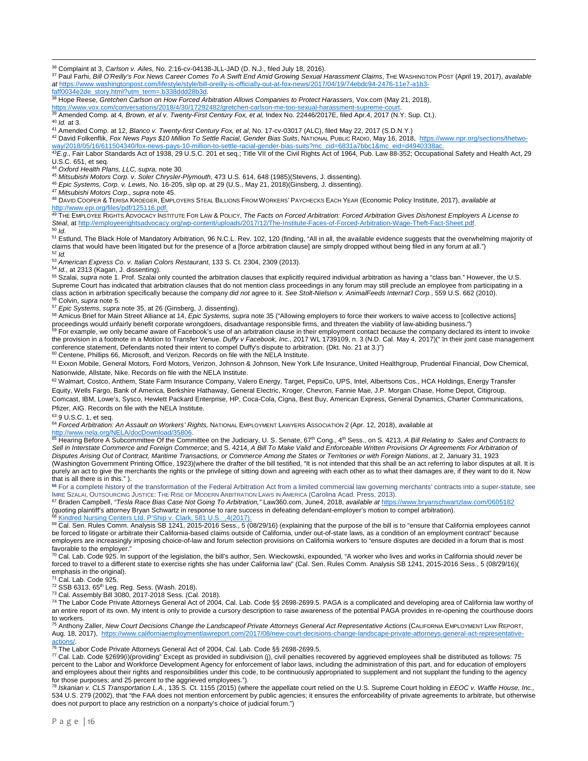[36] Complaint at 3, *Carlson v. Ailes,* No. 2:16-cv-04138-JLL-JAD (D. N.J., filed July 18, 2016).

[37] Paul Farhi, *Bill O'Reilly's Fox News Career Comes To A Swift End Amid Growing Sexual Harassment Claims*, THE WASHINGTON POST (April 19, 2017), *available at* https://www.washingtonpost.com/lifestyle/style/bill-oreilly-is-officially-out-at-fox-news/2017/04/19/74ebdc94-2476-11e7-a1b3-faff0034e2de_story.html?utm_term=.b338ddd28b3d.

[38] Hope Reese, *Gretchen Carlson on How Forced Arbitration Allows Companies to Protect Harassers,* Vox.com (May 21, 2018), https://www.vox.com/conversations/2018/4/30/17292482/gretchen-carlson-me-too-sexual-harassment-supreme-court.

[39] Amended Comp. at 4*, Brown, et al v. Twenty-First Century Fox, et al,* Index No. 22446/2017E, filed Apr.4, 2017 (N.Y. Sup. Ct.).

[40] *Id.* at 3.

[41] Amended Comp. at 12, *Blanco v. Twenty-first Century Fox, et al*, No. 17-cv-03017 (ALC), filed May 22, 2017 (S.D.N.Y.)

[42] David Folkenflik, *Fox News Pays $10 Million To Settle Racial, Gender Bias Suits*, NATIONAL PUBLIC RADIO, May 16, 2018, https://www.npr.org/sections/thetwo-way/2018/05/16/611504340/fox-news-pays-10-million-to-settle-racial-gender-bias-suits?mc_cid=6831a7bbc1&mc_eid=d4940338ac.

[43] *E.g.*, Fair Labor Standards Act of 1938, 29 U.S.C. 201 et seq.; Title VII of the Civil Rights Act of 1964, Pub. Law 88-352; Occupational Safety and Health Act, 29 U.S.C. 651, et seq.

[44] *Oxford Health Plans, LLC, supra,* note 30.

[45] *Mitsubishi Motors Corp. v. Soler Chrysler-Plymouth*, 473 U.S. 614, 648 (1985)(Stevens, J. dissenting).

[46] *Epic Systems, Corp. v. Lewis,* No. 16-205, slip op. at 29 (U.S., May 21, 2018)(Ginsberg, J. dissenting).

[47] *Mitsubishi Motors Corp*., *supra* note 45.

[48] DAVID COOPER & TERISA KROEGER, EMPLOYERS STEAL BILLIONS FROM WORKERS' PAYCHECKS EACH YEAR (Economic Policy Institute, 2017), *available at* http://www.epi.org/files/pdf/125116.pdf.

[49] THE EMPLOYEE RIGHTS ADVOCACY INSTITUTE FOR LAW & POLICY, *The Facts on Forced Arbitration: Forced Arbitration Gives Dishonest Employers A License to Steal*, at http://employeerightsadvocacy.org/wp-content/uploads/2017/12/The-Institute-Faces-of-Forced-Arbitration-Wage-Theft-Fact-Sheet.pdf.

[50] *Id.*

[51] Estlund, The Black Hole of Mandatory Arbitration, 96 N.C.L. Rev. 102, 120 (finding, "All in all, the available evidence suggests that the overwhelming majority of claims that would have been litigated but for the presence of a [force arbitration clause] are simply dropped without being filed in any forum at all.")

[52] *Id.*

[53] *American Express Co. v. Italian Colors Restaurant*, 133 S. Ct. 2304, 2309 (2013).

[54] *Id.*, at 2313 (Kagan, J. dissenting).

[55] Szalai, *supra* note 1. Prof. Szalai only counted the arbitration clauses that explicitly required individual arbitration as having a "class ban." However, the U.S. Supreme Court has indicated that arbitration clauses that do not mention class proceedings in any forum may still preclude an employee from participating in a class action in arbitration specifically because the company *did not* agree to it. *See Stolt-Nielsen v. AnimalFeeds Internat'l Corp.*, 559 U.S. 662 (2010).

[56] Colvin, *supra* note 5.

[57] *Epic Systems*, *supra* note 35, at 26 (Ginsberg, J. dissenting).

[58] Amicus Brief for Main Street Alliance at 14, *Epic Systems, supra* note 35 ("Allowing employers to force their workers to waive access to [collective actions] proceedings would unfairly benefit corporate wrongdoers, disadvantage responsible firms, and threaten the viability of law-abiding business.")

[59] For example, we only became aware of Facebook's use of an arbitration clause in their employment contact because the company declared its intent to invoke the provision in a footnote in a Motion to Transfer Venue. *Duffy v Facebook, Inc.*, 2017 WL 1739109, n. 3 (N.D. Cal. May 4, 2017)(" In their joint case management conference statement, Defendants noted their intent to compel Duffy's dispute to arbitration. (Dkt. No. 21 at 3.)")

[60] Centene, Phillips 66, Microsoft, and Verizon. Records on file with the NELA Institute.

[61] Exxon Mobile, General Motors, Ford Motors, Verizon, Johnson & Johnson, New York Life Insurance, United Healthgroup, Prudential Financial, Dow Chemical, Nationwide, Allstate, Nike. Records on file with the NELA Institute.

[62] Walmart, Costco, Anthem, State Farm Insurance Company, Valero Energy, Target, PepsiCo, UPS, Intel, Albertsons Cos., HCA Holdings, Energy Transfer Equity, Wells Fargo, Bank of America, Berkshire Hathaway, General Electric, Kroger, Chevron, Fannie Mae, J.P. Morgan Chase, Home Depot, Citigroup, Comcast, IBM, Lowe's, Sysco, Hewlett Packard Enterprise, HP, Coca-Cola, Cigna, Best Buy, American Express, General Dynamics, Charter Communications, Pfizer, AIG. Records on file with the NELA Institute.

[63] 9 U.S.C. 1, et seq.

[64] *Forced Arbitration: An Assault on Workers' Rights,* NATIONAL EMPLOYMENT LAWYERS ASSOCIATION 2 (Apr. 12, 2018), available at http://www.nela.org/NELA/docDownload/35806.

[65] Hearing Before A Subcommittee Of the Committee on the Judiciary, U. S. Senate, 67th Cong., 4th Sess., on S. 4213, *A Bill Relating to Sales and Contracts to Sell in Interstate Commerce and Foreign Commerce*; and S. 4214, *A Bill To Make Valid and Enforceable Written Provisions Or Agreements For Arbitration of Disputes Arising Out of Contract, Maritime Transactions, or Commerce Among the States or Territories or with Foreign Nations*, at 2, January 31, 1923 (Washington Government Printing Office, 1923)(where the drafter of the bill testified, "It is not intended that this shall be an act referring to labor disputes at all. It is purely an act to give the merchants the rights or the privilege of sitting down and agreeing with each other as to what their damages are, if they want to do it. Now that is all there is in this." ).

[66] For a complete history of the transformation of the Federal Arbitration Act from a limited commercial law governing merchants' contracts into a super-statute, see IMRE SZALAI, OUTSOURCING JUSTICE: THE RISE OF MODERN ARBITRATION LAWS IN AMERICA (Carolina Acad. Press, 2013).

[67] Braden Campbell, *"Tesla Race Bias Case Not Going To Arbitration,"* Law360.com, June4, 2018, *available at* https://www.bryanschwartzlaw.com/0605182 (quoting plaintiff's attorney Bryan Schwartz in response to rare success in defeating defendant-employer's motion to compel arbitration).

[68] Kindred Nursing Centers Ltd. P'Ship v. Clark, 581 U.S. ,4(2017).

[69] Cal. Sen. Rules Comm. Analysis SB 1241, 2015-2016 Sess., 5 (08/29/16) (explaining that the purpose of the bill is to "ensure that California employees cannot be forced to litigate or arbitrate their California-based claims outside of California, under out-of-state laws, as a condition of an employment contract" because employers are increasingly imposing choice-of-law and forum selection provisions on California workers to "ensure disputes are decided in a forum that is most favorable to the employer."

[70] Cal. Lab. Code 925. In support of the legislation, the bill's author, Sen. Wieckowski, expounded, "A worker who lives and works in California should *never* be forced to travel to a different state to exercise rights she has under California law" (Cal. Sen. Rules Comm. Analysis SB 1241, 2015-2016 Sess., 5 (08/29/16)( emphasis in the original).

[71] Cal. Lab. Code 925.

[72] SSB 6313, 65th Leg. Reg. Sess. (Wash. 2018).

[73] Cal. Assembly Bill 3080, 2017-2018 Sess. (Cal. 2018).

[74] The Labor Code Private Attorneys General Act of 2004, Cal. Lab. Code §§ 2698-2699.5. PAGA is a complicated and developing area of California law worthy of an entire report of its own. My intent is only to provide a cursory description to raise awareness of the potential PAGA provides in re-opening the courthouse doors to workers.

[75] Anthony Zaller, *New Court Decisions Change the Landscapeof Private Attorneys General Act Representative Actions* (CALIFORNIA EMPLOYMENT LAW REPORT, Aug. 18, 2017), https://www.californiaemploymentlawreport.com/2017/08/new-court-decisions-change-landscape-private-attorneys-general-act-representative-actions/.

[76] The Labor Code Private Attorneys General Act of 2004, Cal. Lab. Code §§ 2698-2699.5.

[77] Cal. Lab. Code §2699(i)(providing" Except as provided in subdivision (j), civil penalties recovered by aggrieved employees shall be distributed as follows: 75 percent to the Labor and Workforce Development Agency for enforcement of labor laws, including the administration of this part, and for education of employers and employees about their rights and responsibilities under this code, to be continuously appropriated to supplement and not supplant the funding to the agency for those purposes; and 25 percent to the aggrieved employees.").

[78] *Iskanian v. CLS Transportation L.A.*, 135 S. Ct. 1155 (2015) (where the appellate court relied on the U.S. Supreme Court holding in *EEOC v. Waffle House, Inc.,* 534 U.S. 279 (2002), that "the FAA does not mention enforcement by public agencies; it ensures the enforceability of private agreements to arbitrate, but otherwise does not purport to place any restriction on a nonparty's choice of judicial forum.")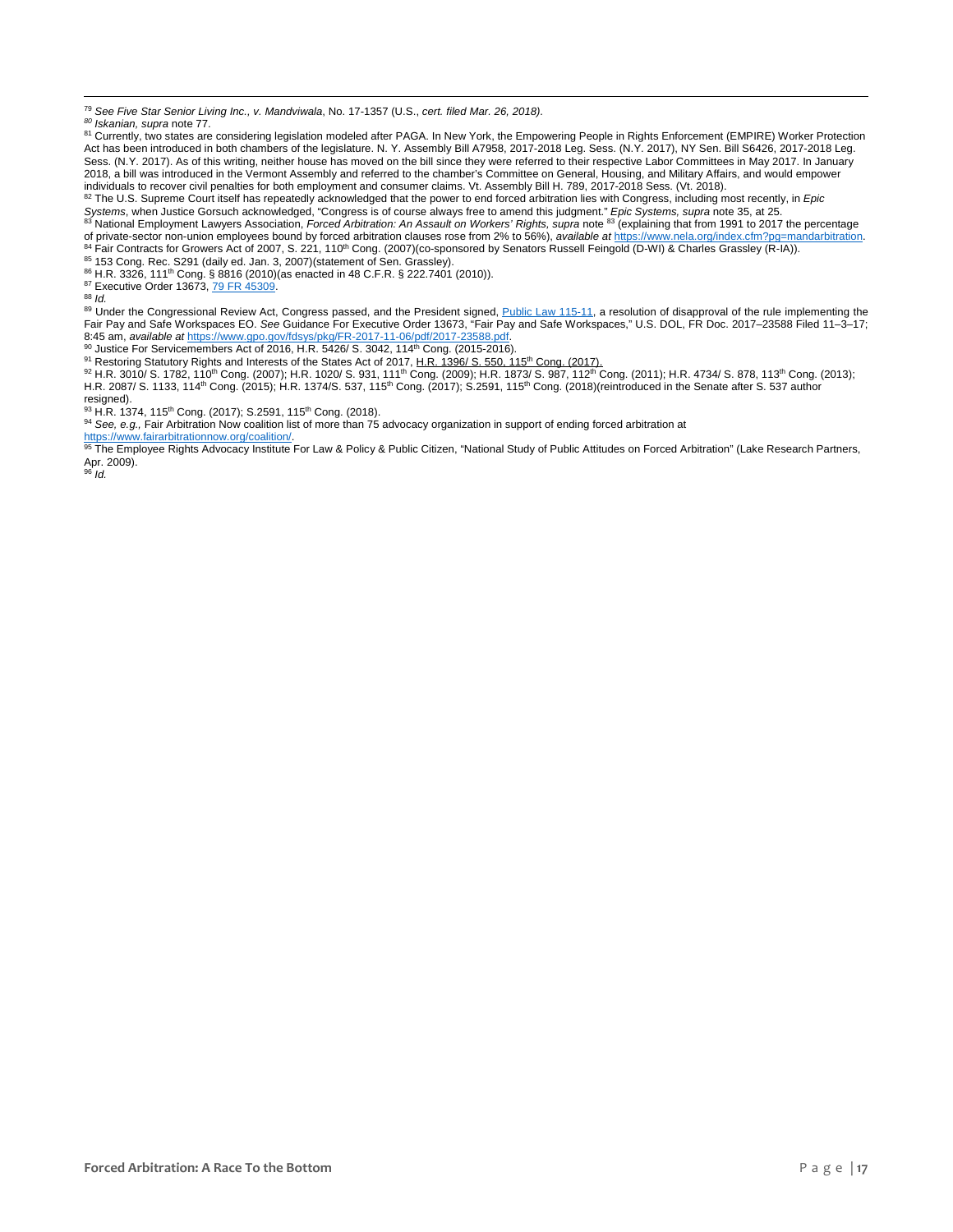[79] *See Five Star Senior Living Inc., v. Mandviwala*, No. 17-1357 (U.S., *cert. filed Mar. 26, 2018)*.

[80] *Iskanian, supra* note 77.

[81] Currently, two states are considering legislation modeled after PAGA. In New York, the Empowering People in Rights Enforcement (EMPIRE) Worker Protection Act has been introduced in both chambers of the legislature. N. Y. Assembly Bill A7958, 2017-2018 Leg. Sess. (N.Y. 2017), NY Sen. Bill S6426, 2017-2018 Leg. Sess. (N.Y. 2017). As of this writing, neither house has moved on the bill since they were referred to their respective Labor Committees in May 2017. In January 2018, a bill was introduced in the Vermont Assembly and referred to the chamber's Committee on General, Housing, and Military Affairs, and would empower individuals to recover civil penalties for both employment and consumer claims. Vt. Assembly Bill H. 789, 2017-2018 Sess. (Vt. 2018).

[82] The U.S. Supreme Court itself has repeatedly acknowledged that the power to end forced arbitration lies with Congress, including most recently, in *Epic Systems*, when Justice Gorsuch acknowledged, "Congress is of course always free to amend this judgment." *Epic Systems, supra* note 35, at 25.

[83] National Employment Lawyers Association, *Forced Arbitration: An Assault on Workers' Rights, supra* note [83] (explaining that from 1991 to 2017 the percentage of private-sector non-union employees bound by forced arbitration clauses rose from 2% to 56%), *available at* https://www.nela.org/index.cfm?pg=mandarbitration.

[84] Fair Contracts for Growers Act of 2007, S. 221, 110th Cong. (2007)(co-sponsored by Senators Russell Feingold (D-WI) & Charles Grassley (R-IA)).

[85] 153 Cong. Rec. S291 (daily ed. Jan. 3, 2007)(statement of Sen. Grassley).

[86] H.R. 3326, 111th Cong. § 8816 (2010)(as enacted in 48 C.F.R. § 222.7401 (2010)).

[87] Executive Order 13673, 79 FR 45309.

[88] *Id.*

[89] Under the Congressional Review Act, Congress passed, and the President signed, Public Law 115-11, a resolution of disapproval of the rule implementing the Fair Pay and Safe Workspaces EO. *See* Guidance For Executive Order 13673, "Fair Pay and Safe Workspaces," U.S. DOL, FR Doc. 2017–23588 Filed 11–3–17; 8:45 am, *available at* https://www.gpo.gov/fdsys/pkg/FR-2017-11-06/pdf/2017-23588.pdf.

[90] Justice For Servicemembers Act of 2016, H.R. 5426/ S. 3042, 114th Cong. (2015-2016).

[91] Restoring Statutory Rights and Interests of the States Act of 2017, H.R. 1396/ S. 550, 115th Cong. (2017).

[92] H.R. 3010/ S. 1782, 110th Cong. (2007); H.R. 1020/ S. 931, 111th Cong. (2009); H.R. 1873/ S. 987, 112th Cong. (2011); H.R. 4734/ S. 878, 113th Cong. (2013); H.R. 2087/ S. 1133, 114th Cong. (2015); H.R. 1374/S. 537, 115th Cong. (2017); S.2591, 115th Cong. (2018)(reintroduced in the Senate after S. 537 author resigned).

[93] H.R. 1374, 115th Cong. (2017); S.2591, 115th Cong. (2018).

[94] *See, e.g.,* Fair Arbitration Now coalition list of more than 75 advocacy organization in support of ending forced arbitration at https://www.fairarbitrationnow.org/coalition/.

[95] The Employee Rights Advocacy Institute For Law & Policy & Public Citizen, "National Study of Public Attitudes on Forced Arbitration" (Lake Research Partners, Apr. 2009).

[96] *Id.*